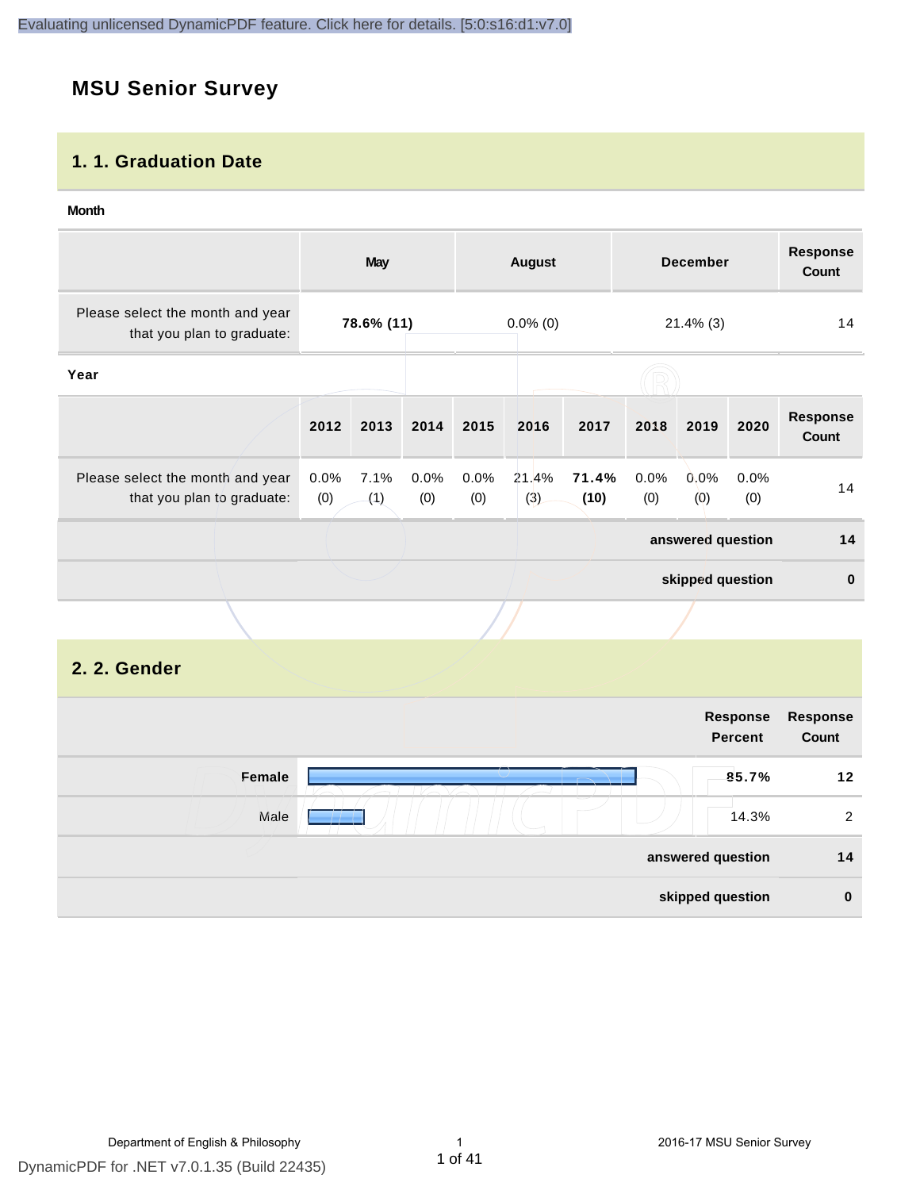# MSU Senior Survey

## 1. 1. Graduation Date

**Month**

| | May | August | December | Response Count |
|---|---|---|---|---|
| Please select the month and year that you plan to graduate: | **78.6% (11)** | 0.0% (0) | 21.4% (3) | 14 |

**Year**

| | 2012 | 2013 | 2014 | 2015 | 2016 | 2017 | 2018 | 2019 | 2020 | Response Count |
|---|---|---|---|---|---|---|---|---|---|---|
| Please select the month and year that you plan to graduate: | 0.0% (0) | 7.1% (1) | 0.0% (0) | 0.0% (0) | 21.4% (3) | **71.4% (10)** | 0.0% (0) | 0.0% (0) | 0.0% (0) | 14 |
| | | | | | | | | | **answered question** | **14** |
| | | | | | | | | | **skipped question** | **0** |

## 2. 2. Gender

| | Response Percent | Response Count |
|---|---|---|
| **Female** | **85.7%** | **12** |
| Male | 14.3% | 2 |
| **answered question** | | **14** |
| **skipped question** | | **0** |

Department of English & Philosophy | 2016-17 MSU Senior Survey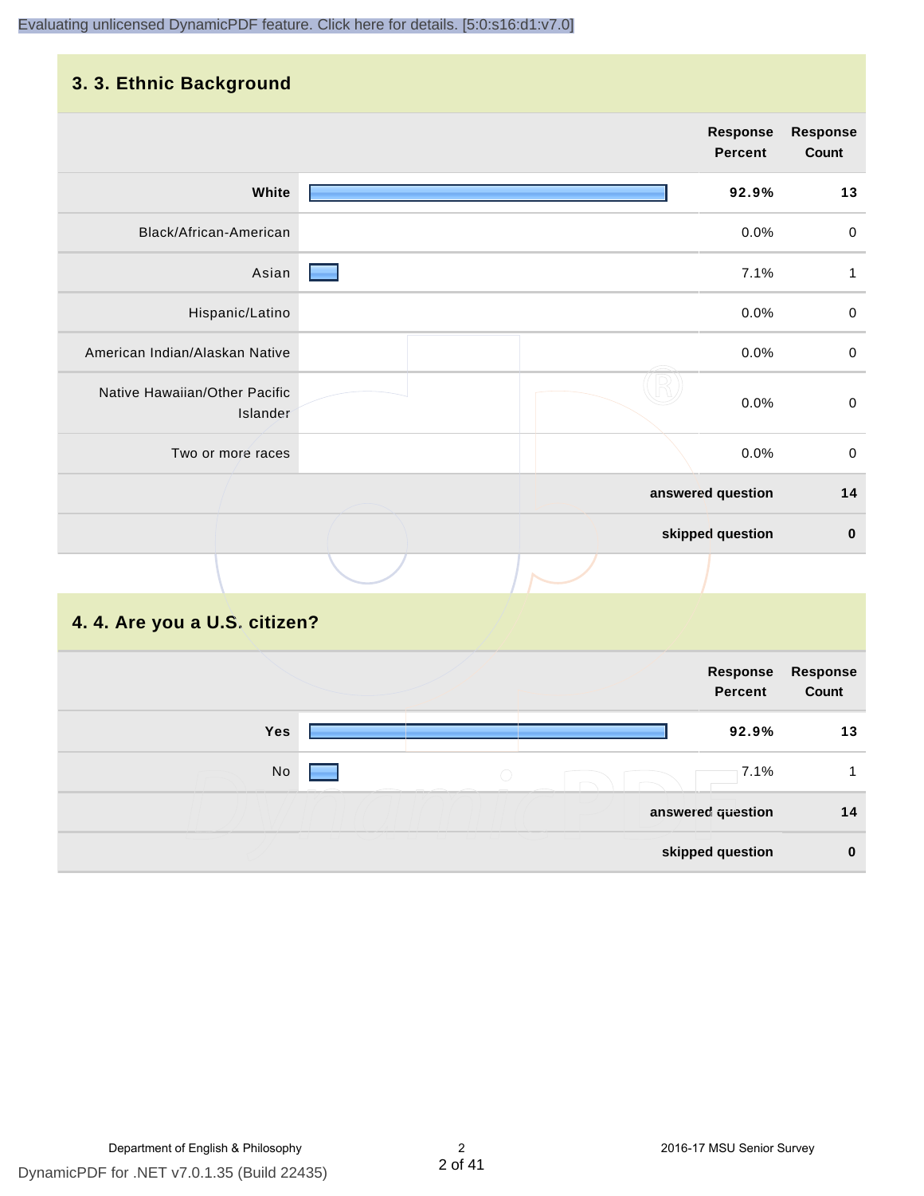Evaluating unlicensed DynamicPDF feature. Click here for details. [5:0:s16:d1:v7.0]

## 3. 3. Ethnic Background

| | Response Percent | Response Count |
|---|---|---|
| **White** | **92.9%** | **13** |
| Black/African-American | 0.0% | 0 |
| Asian | 7.1% | 1 |
| Hispanic/Latino | 0.0% | 0 |
| American Indian/Alaskan Native | 0.0% | 0 |
| Native Hawaiian/Other Pacific Islander | 0.0% | 0 |
| Two or more races | 0.0% | 0 |
| | **answered question** | **14** |
| | **skipped question** | **0** |

## 4. 4. Are you a U.S. citizen?

| | Response Percent | Response Count |
|---|---|---|
| **Yes** | **92.9%** | **13** |
| No | 7.1% | 1 |
| | **answered question** | **14** |
| | **skipped question** | **0** |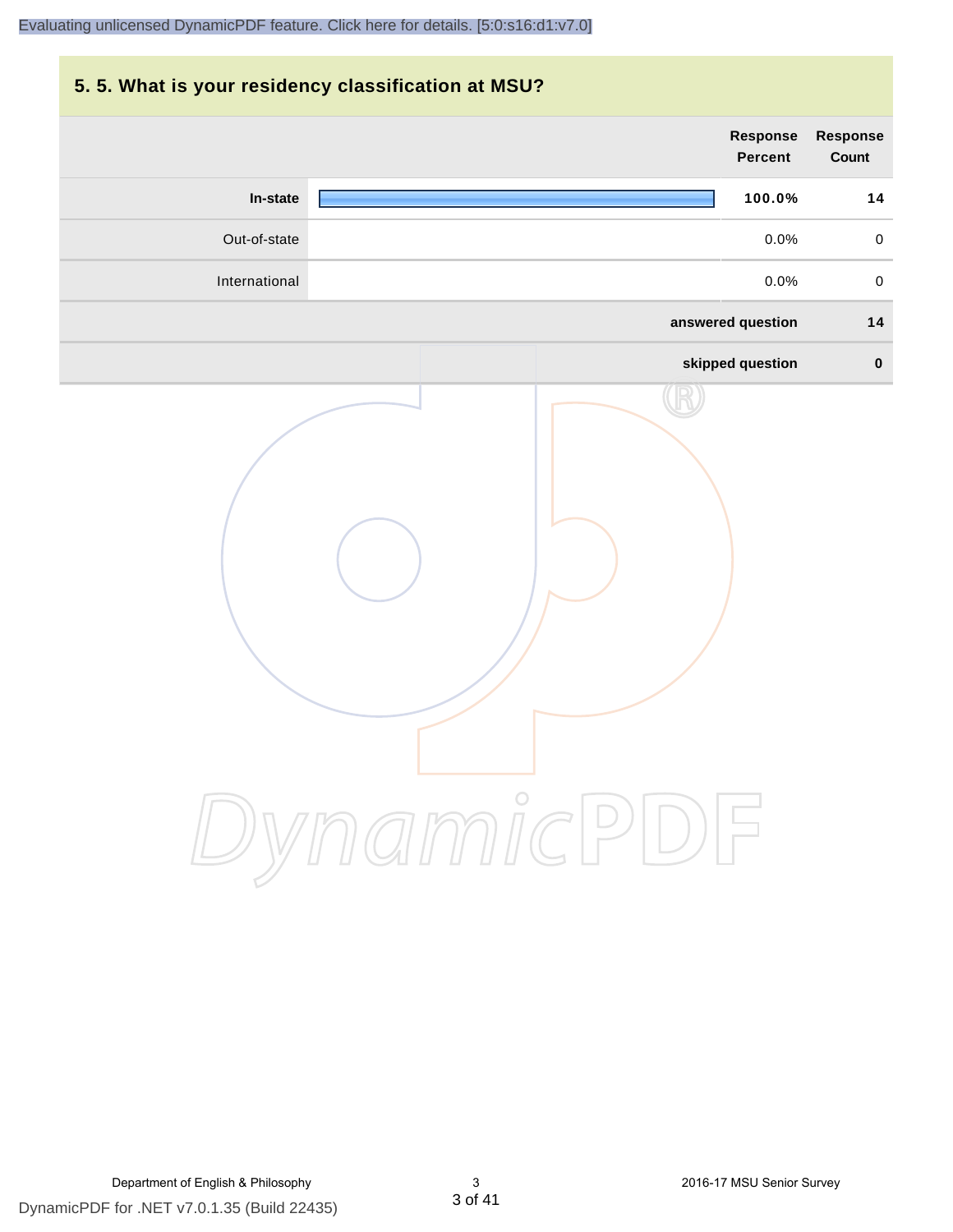## 5. 5. What is your residency classification at MSU?

| | Response Percent | Response Count |
|---|---|---|
| **In-state** | **100.0%** | **14** |
| Out-of-state | 0.0% | 0 |
| International | 0.0% | 0 |
| | **answered question** | **14** |
| | **skipped question** | **0** |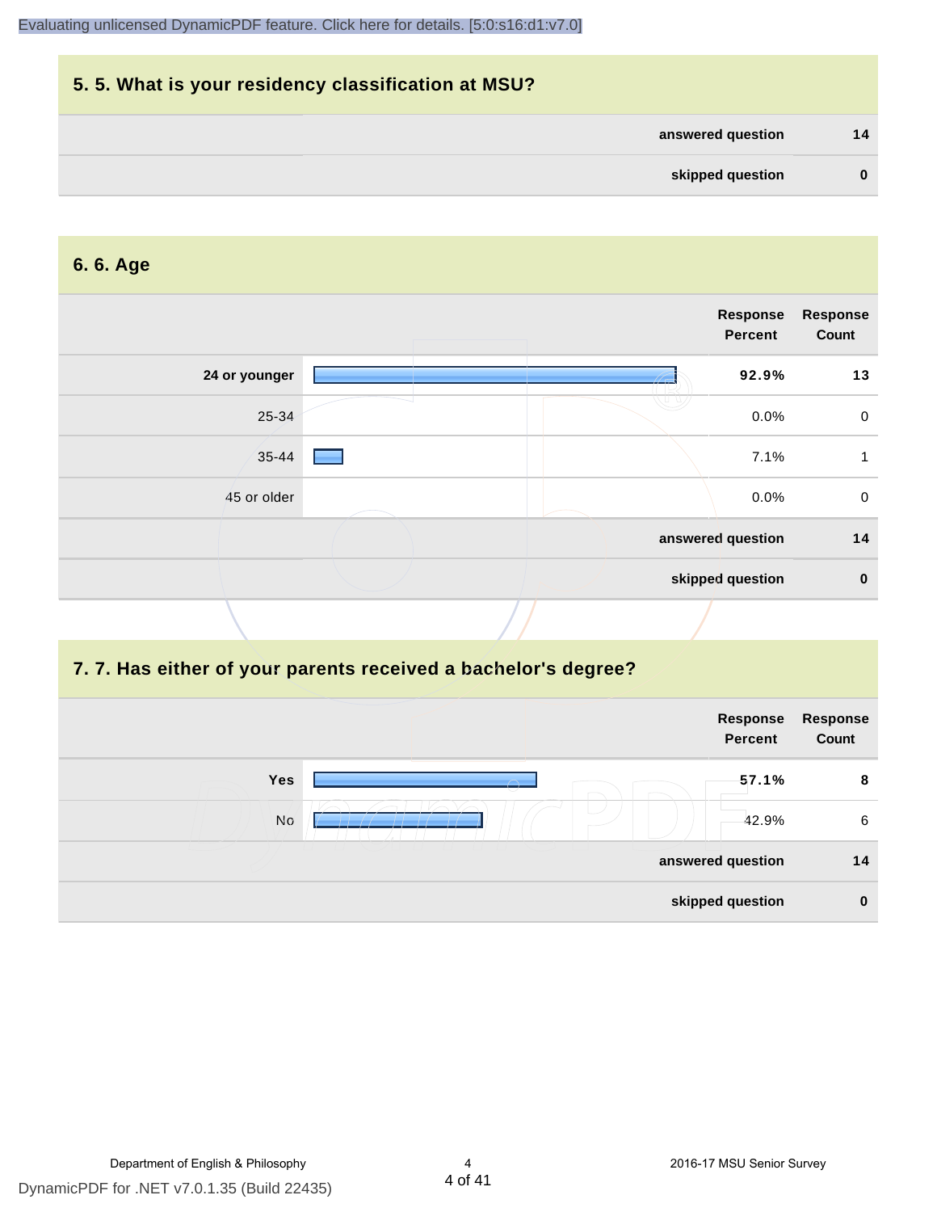## 5. 5. What is your residency classification at MSU?

| | |
|---|---|
| answered question | 14 |
| skipped question | 0 |

## 6. 6. Age

| | Response Percent | Response Count |
|---|---|---|
| **24 or younger** | **92.9%** | **13** |
| 25-34 | 0.0% | 0 |
| 35-44 | 7.1% | 1 |
| 45 or older | 0.0% | 0 |
| answered question | | 14 |
| skipped question | | 0 |

## 7. 7. Has either of your parents received a bachelor's degree?

| | Response Percent | Response Count |
|---|---|---|
| **Yes** | **57.1%** | **8** |
| No | 42.9% | 6 |
| answered question | | 14 |
| skipped question | | 0 |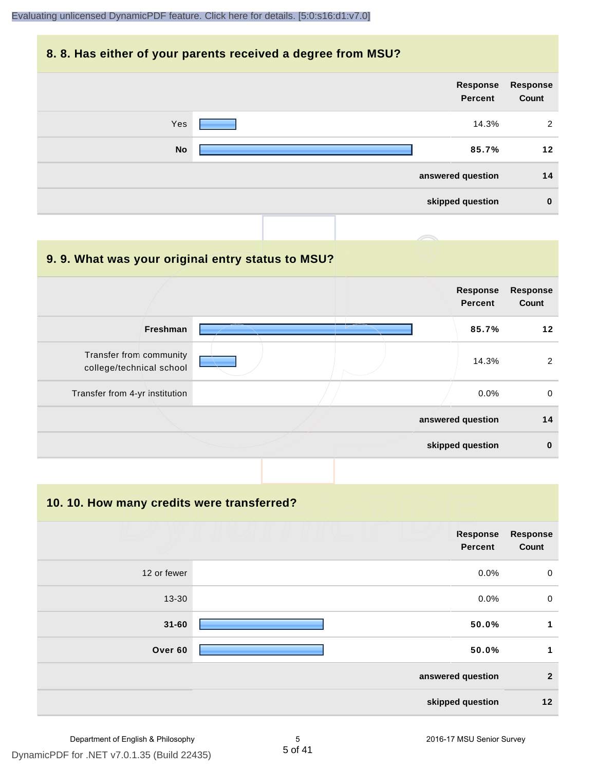## 8. 8. Has either of your parents received a degree from MSU?

| | Response Percent | Response Count |
|---|---|---|
| Yes | 14.3% | 2 |
| **No** | **85.7%** | **12** |
| **answered question** | | **14** |
| **skipped question** | | **0** |

## 9. 9. What was your original entry status to MSU?

| | Response Percent | Response Count |
|---|---|---|
| **Freshman** | **85.7%** | **12** |
| Transfer from community college/technical school | 14.3% | 2 |
| Transfer from 4-yr institution | 0.0% | 0 |
| **answered question** | | **14** |
| **skipped question** | | **0** |

## 10. 10. How many credits were transferred?

| | Response Percent | Response Count |
|---|---|---|
| 12 or fewer | 0.0% | 0 |
| 13-30 | 0.0% | 0 |
| **31-60** | **50.0%** | **1** |
| **Over 60** | **50.0%** | **1** |
| **answered question** | | **2** |
| **skipped question** | | **12** |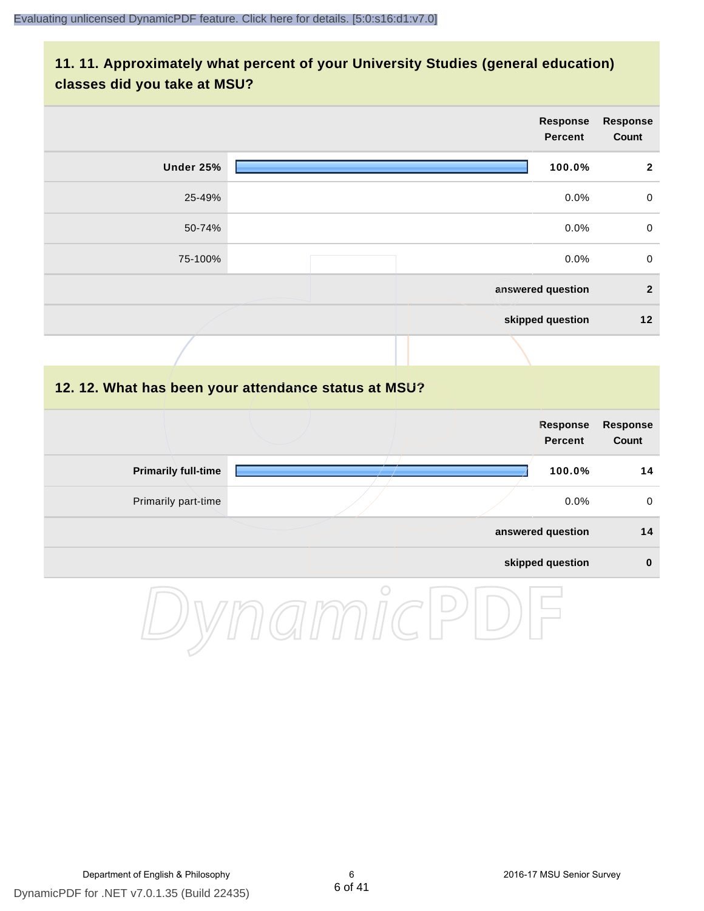## 11. 11. Approximately what percent of your University Studies (general education) classes did you take at MSU?

| | Response Percent | Response Count |
|---|---|---|
| **Under 25%** | **100.0%** | **2** |
| 25-49% | 0.0% | 0 |
| 50-74% | 0.0% | 0 |
| 75-100% | 0.0% | 0 |
| **answered question** | | **2** |
| **skipped question** | | **12** |

## 12. 12. What has been your attendance status at MSU?

| | Response Percent | Response Count |
|---|---|---|
| **Primarily full-time** | **100.0%** | **14** |
| Primarily part-time | 0.0% | 0 |
| **answered question** | | **14** |
| **skipped question** | | **0** |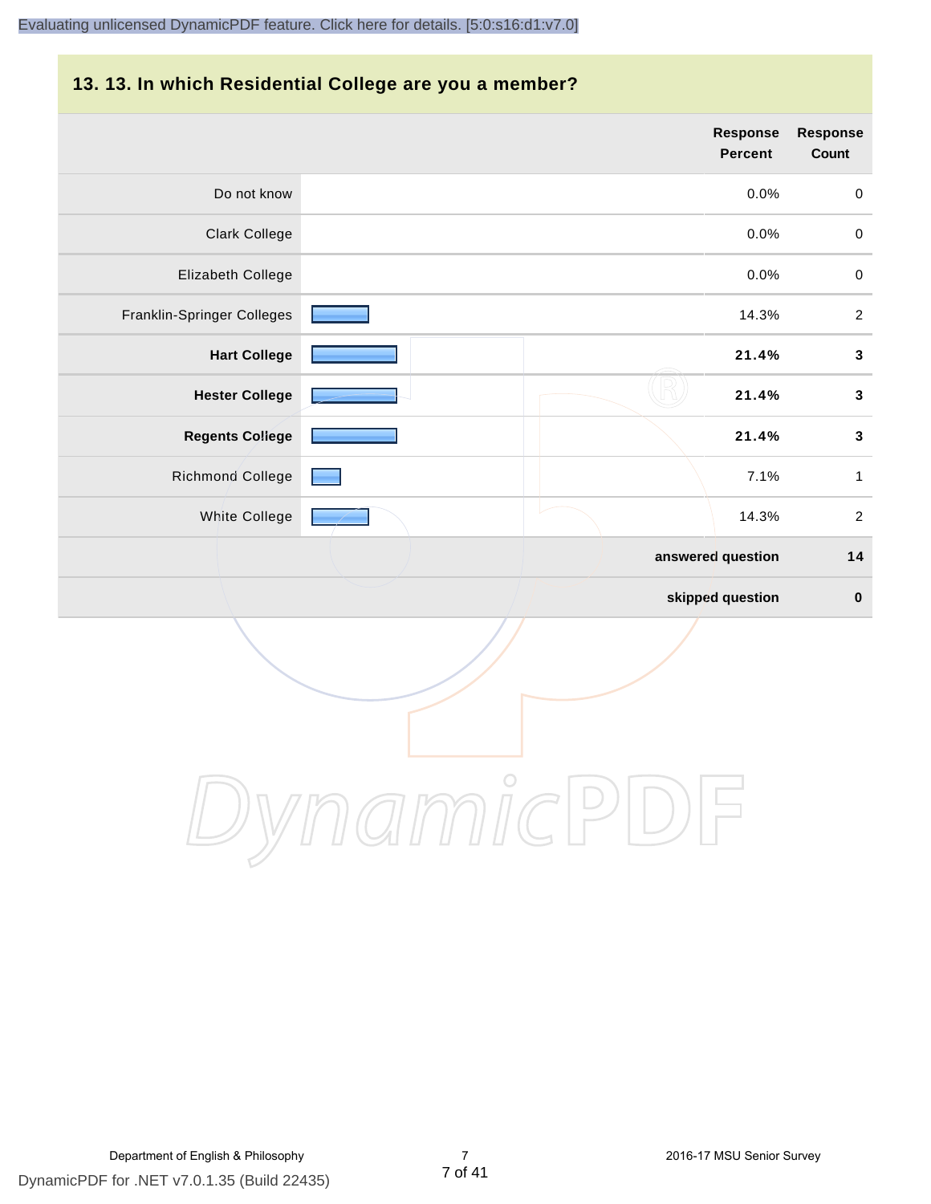## 13. 13. In which Residential College are you a member?

| | Response Percent | Response Count |
|---|---|---|
| Do not know | 0.0% | 0 |
| Clark College | 0.0% | 0 |
| Elizabeth College | 0.0% | 0 |
| Franklin-Springer Colleges | 14.3% | 2 |
| **Hart College** | **21.4%** | **3** |
| **Hester College** | **21.4%** | **3** |
| **Regents College** | **21.4%** | **3** |
| Richmond College | 7.1% | 1 |
| White College | 14.3% | 2 |
| | **answered question** | **14** |
| | **skipped question** | **0** |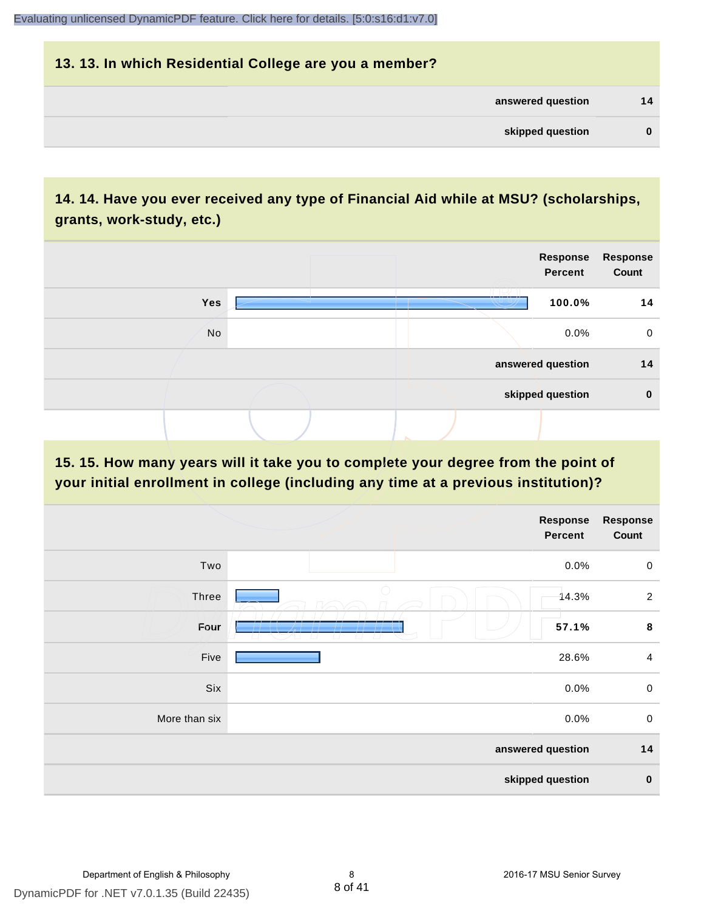## 13. 13. In which Residential College are you a member?

| | |
|---|---|
| answered question | 14 |
| skipped question | 0 |

## 14. 14. Have you ever received any type of Financial Aid while at MSU? (scholarships, grants, work-study, etc.)

| | Response Percent | Response Count |
|---|---|---|
| Yes | **100.0%** | **14** |
| No | 0.0% | 0 |
| answered question | | 14 |
| skipped question | | 0 |

## 15. 15. How many years will it take you to complete your degree from the point of your initial enrollment in college (including any time at a previous institution)?

| | Response Percent | Response Count |
|---|---|---|
| Two | 0.0% | 0 |
| Three | 14.3% | 2 |
| Four | **57.1%** | **8** |
| Five | 28.6% | 4 |
| Six | 0.0% | 0 |
| More than six | 0.0% | 0 |
| answered question | | 14 |
| skipped question | | 0 |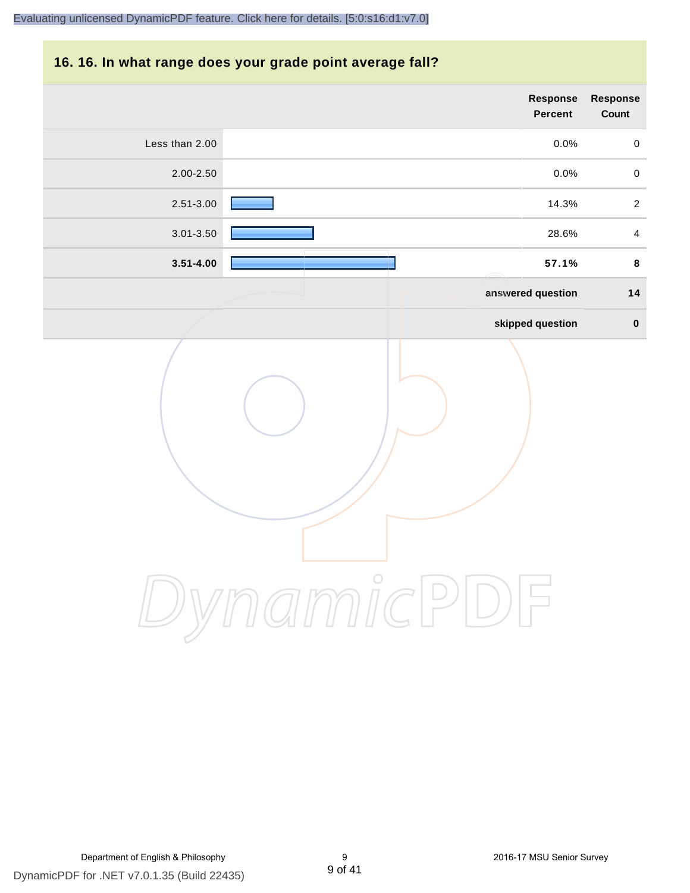## 16. 16. In what range does your grade point average fall?

| | Response Percent | Response Count |
|---|---|---|
| Less than 2.00 | 0.0% | 0 |
| 2.00-2.50 | 0.0% | 0 |
| 2.51-3.00 | 14.3% | 2 |
| 3.01-3.50 | 28.6% | 4 |
| **3.51-4.00** | **57.1%** | **8** |
| | **answered question** | **14** |
| | **skipped question** | **0** |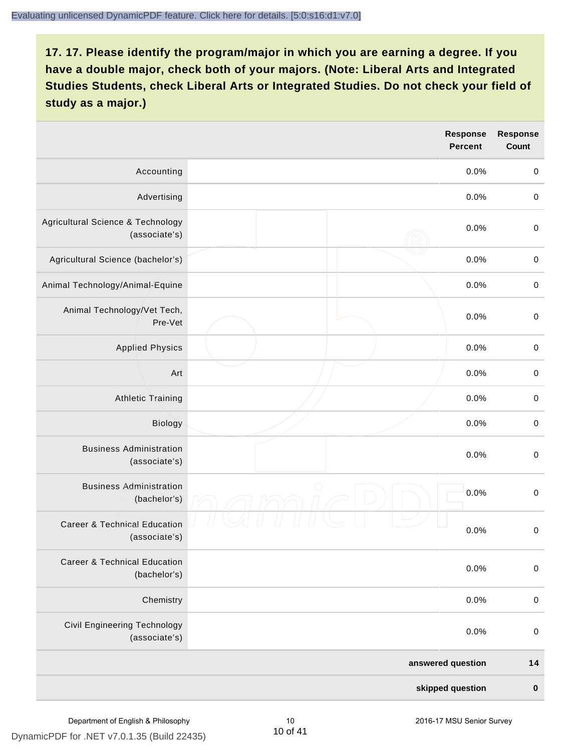## 17. 17. Please identify the program/major in which you are earning a degree. If you have a double major, check both of your majors. (Note: Liberal Arts and Integrated Studies Students, check Liberal Arts or Integrated Studies. Do not check your field of study as a major.)

| | Response Percent | Response Count |
|---|---|---|
| Accounting | 0.0% | 0 |
| Advertising | 0.0% | 0 |
| Agricultural Science & Technology (associate's) | 0.0% | 0 |
| Agricultural Science (bachelor's) | 0.0% | 0 |
| Animal Technology/Animal-Equine | 0.0% | 0 |
| Animal Technology/Vet Tech, Pre-Vet | 0.0% | 0 |
| Applied Physics | 0.0% | 0 |
| Art | 0.0% | 0 |
| Athletic Training | 0.0% | 0 |
| Biology | 0.0% | 0 |
| Business Administration (associate's) | 0.0% | 0 |
| Business Administration (bachelor's) | 0.0% | 0 |
| Career & Technical Education (associate's) | 0.0% | 0 |
| Career & Technical Education (bachelor's) | 0.0% | 0 |
| Chemistry | 0.0% | 0 |
| Civil Engineering Technology (associate's) | 0.0% | 0 |
| **answered question** | | **14** |
| **skipped question** | | **0** |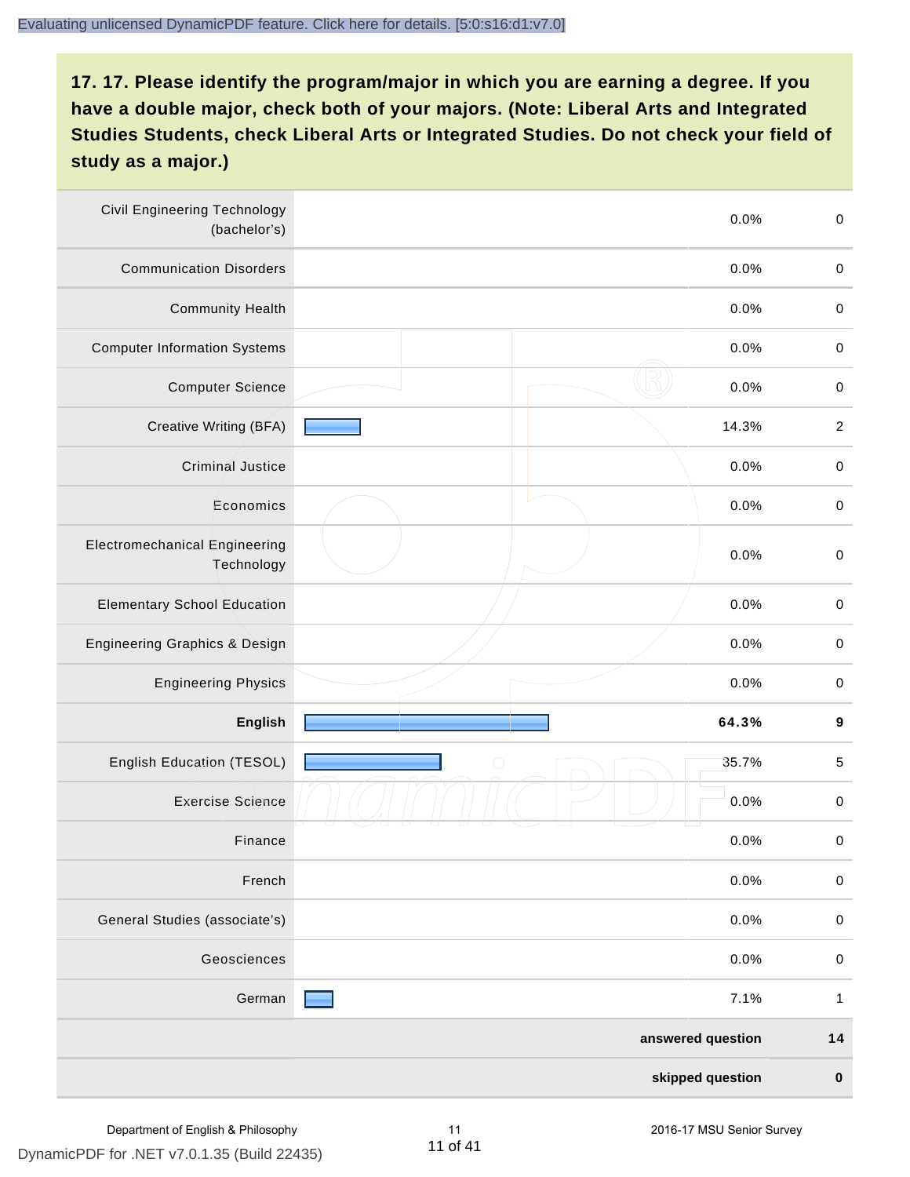Evaluating unlicensed DynamicPDF feature. Click here for details. [5:0:s16:d1:v7.0]

## 17. 17. Please identify the program/major in which you are earning a degree. If you have a double major, check both of your majors. (Note: Liberal Arts and Integrated Studies Students, check Liberal Arts or Integrated Studies. Do not check your field of study as a major.)

| | | |
|---|---|---|
| Civil Engineering Technology (bachelor's) | 0.0% | 0 |
| Communication Disorders | 0.0% | 0 |
| Community Health | 0.0% | 0 |
| Computer Information Systems | 0.0% | 0 |
| Computer Science | 0.0% | 0 |
| Creative Writing (BFA) | 14.3% | 2 |
| Criminal Justice | 0.0% | 0 |
| Economics | 0.0% | 0 |
| Electromechanical Engineering Technology | 0.0% | 0 |
| Elementary School Education | 0.0% | 0 |
| Engineering Graphics & Design | 0.0% | 0 |
| Engineering Physics | 0.0% | 0 |
| **English** | **64.3%** | **9** |
| English Education (TESOL) | 35.7% | 5 |
| Exercise Science | 0.0% | 0 |
| Finance | 0.0% | 0 |
| French | 0.0% | 0 |
| General Studies (associate's) | 0.0% | 0 |
| Geosciences | 0.0% | 0 |
| German | 7.1% | 1 |
| | **answered question** | **14** |
| | **skipped question** | **0** |

Department of English & Philosophy

2016-17 MSU Senior Survey

DynamicPDF for .NET v7.0.1.35 (Build 22435)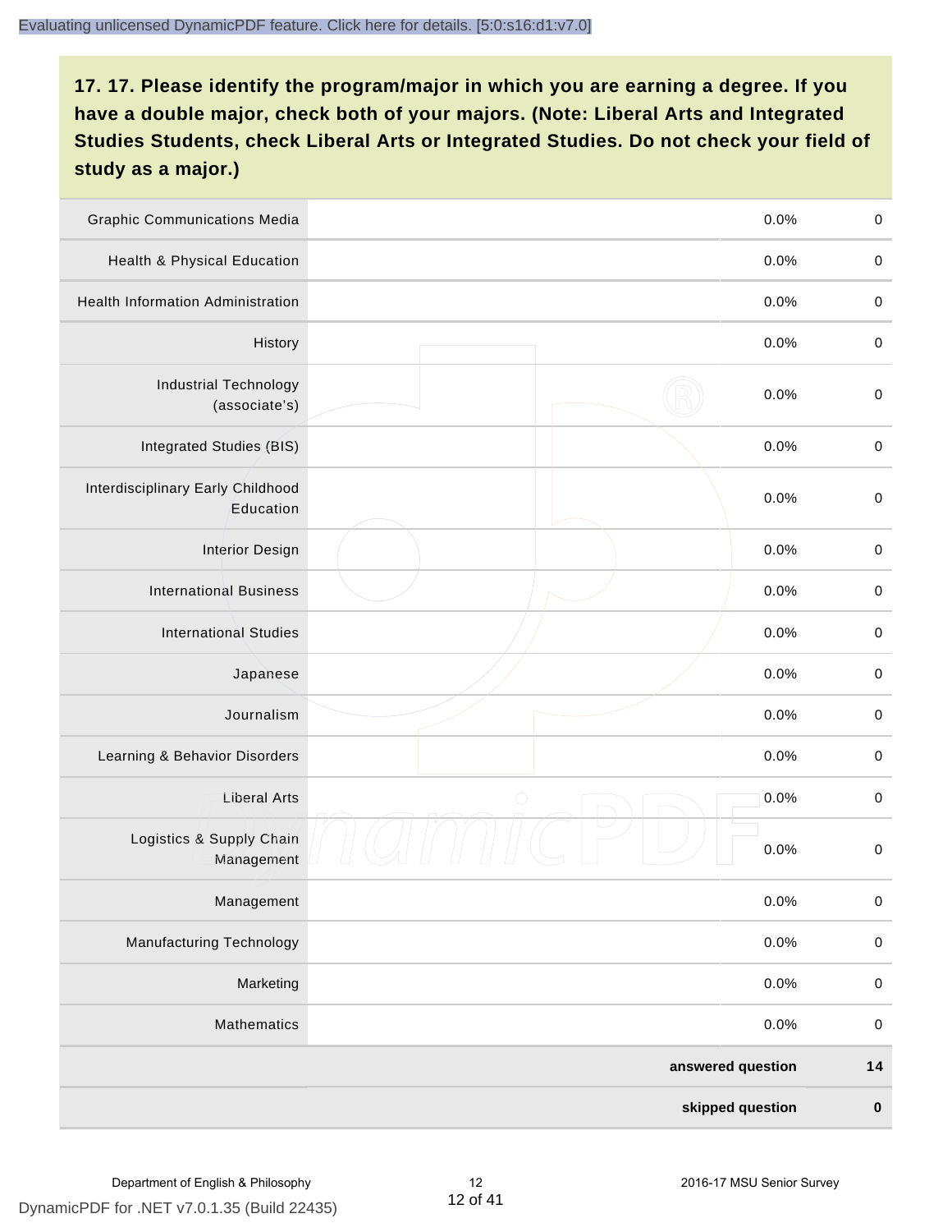**17. 17. Please identify the program/major in which you are earning a degree. If you have a double major, check both of your majors. (Note: Liberal Arts and Integrated Studies Students, check Liberal Arts or Integrated Studies. Do not check your field of study as a major.)**

| | | | |
|---|---|---|---|
| Graphic Communications Media | | 0.0% | 0 |
| Health & Physical Education | | 0.0% | 0 |
| Health Information Administration | | 0.0% | 0 |
| History | | 0.0% | 0 |
| Industrial Technology (associate's) | | 0.0% | 0 |
| Integrated Studies (BIS) | | 0.0% | 0 |
| Interdisciplinary Early Childhood Education | | 0.0% | 0 |
| Interior Design | | 0.0% | 0 |
| International Business | | 0.0% | 0 |
| International Studies | | 0.0% | 0 |
| Japanese | | 0.0% | 0 |
| Journalism | | 0.0% | 0 |
| Learning & Behavior Disorders | | 0.0% | 0 |
| Liberal Arts | | 0.0% | 0 |
| Logistics & Supply Chain Management | | 0.0% | 0 |
| Management | | 0.0% | 0 |
| Manufacturing Technology | | 0.0% | 0 |
| Marketing | | 0.0% | 0 |
| Mathematics | | 0.0% | 0 |
| | | **answered question** | **14** |
| | | **skipped question** | **0** |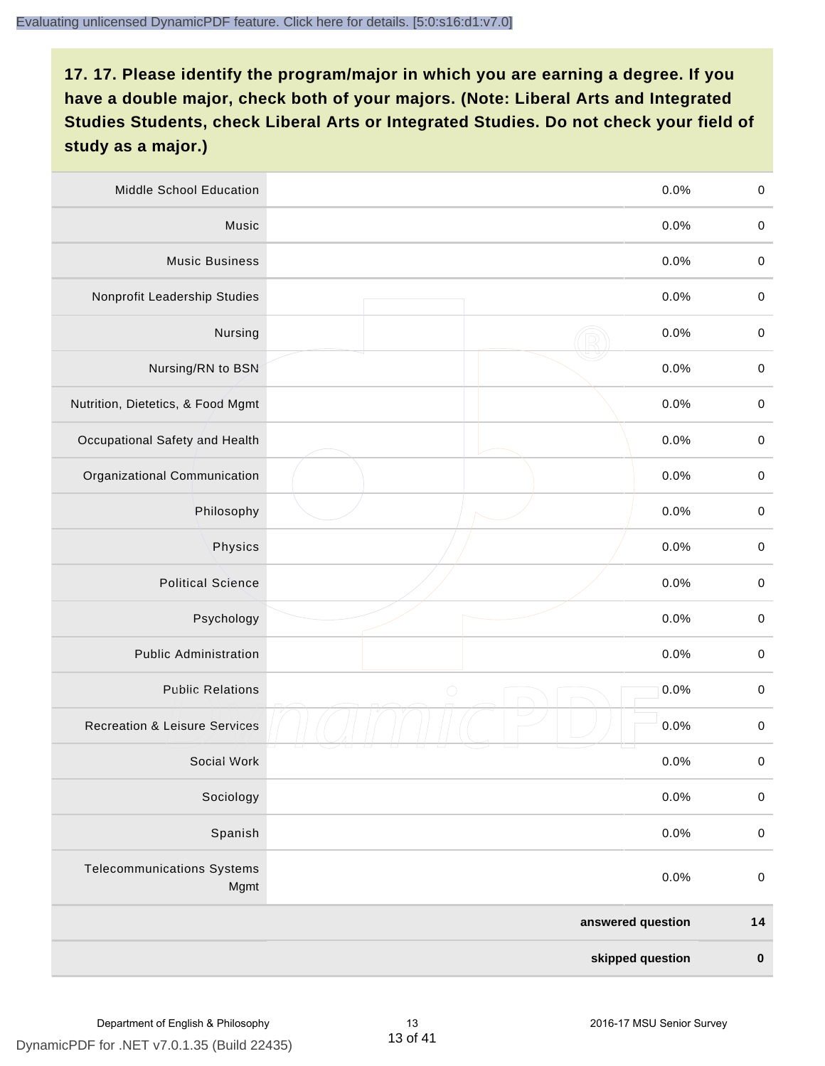Evaluating unlicensed DynamicPDF feature. Click here for details. [5:0:s16:d1:v7.0]

## 17. 17. Please identify the program/major in which you are earning a degree. If you have a double major, check both of your majors. (Note: Liberal Arts and Integrated Studies Students, check Liberal Arts or Integrated Studies. Do not check your field of study as a major.)

| | | | |
|---|---|---|---|
| Middle School Education | | 0.0% | 0 |
| Music | | 0.0% | 0 |
| Music Business | | 0.0% | 0 |
| Nonprofit Leadership Studies | | 0.0% | 0 |
| Nursing | | 0.0% | 0 |
| Nursing/RN to BSN | | 0.0% | 0 |
| Nutrition, Dietetics, & Food Mgmt | | 0.0% | 0 |
| Occupational Safety and Health | | 0.0% | 0 |
| Organizational Communication | | 0.0% | 0 |
| Philosophy | | 0.0% | 0 |
| Physics | | 0.0% | 0 |
| Political Science | | 0.0% | 0 |
| Psychology | | 0.0% | 0 |
| Public Administration | | 0.0% | 0 |
| Public Relations | | 0.0% | 0 |
| Recreation & Leisure Services | | 0.0% | 0 |
| Social Work | | 0.0% | 0 |
| Sociology | | 0.0% | 0 |
| Spanish | | 0.0% | 0 |
| Telecommunications Systems Mgmt | | 0.0% | 0 |
| | | **answered question** | **14** |
| | | **skipped question** | **0** |

Department of English & Philosophy 2016-17 MSU Senior Survey

DynamicPDF for .NET v7.0.1.35 (Build 22435)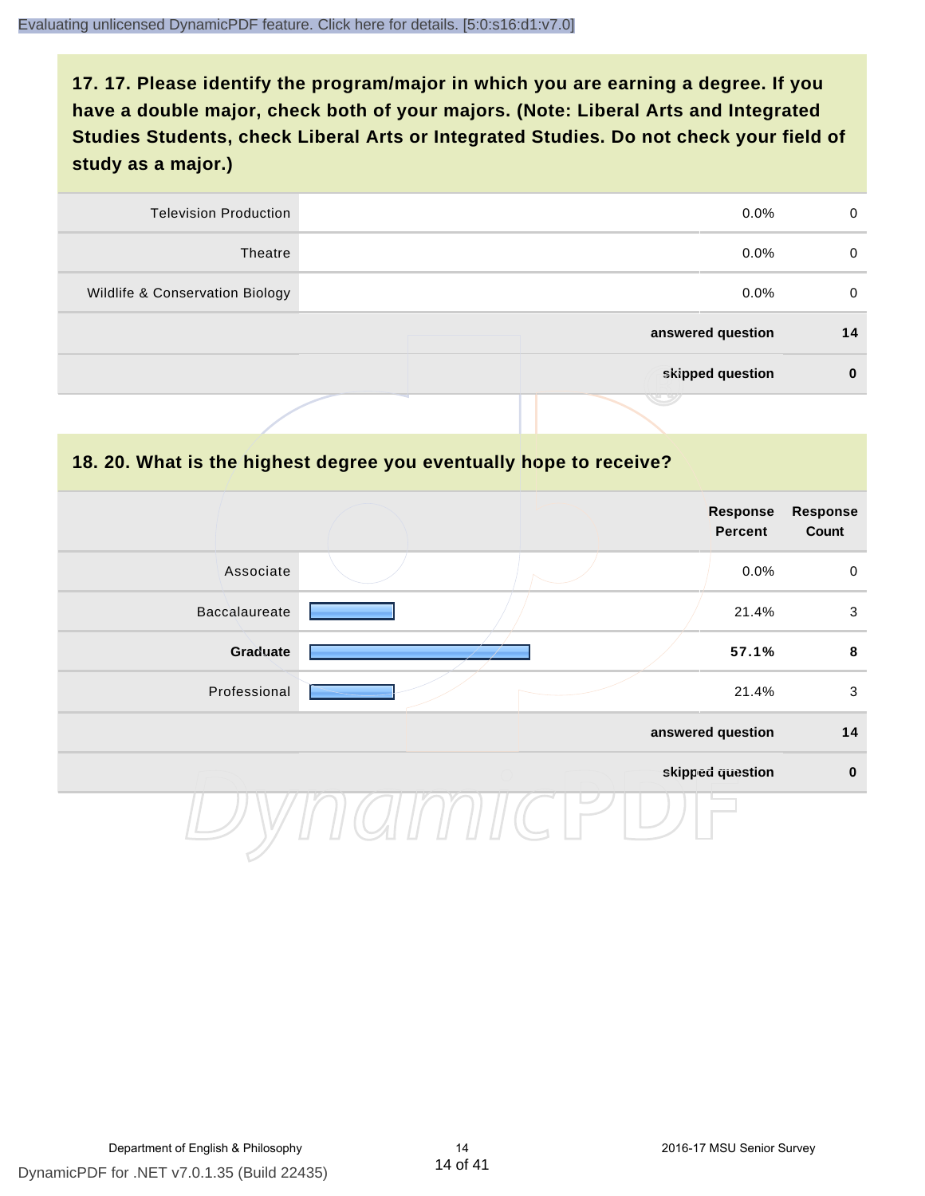## 17. 17. Please identify the program/major in which you are earning a degree. If you have a double major, check both of your majors. (Note: Liberal Arts and Integrated Studies Students, check Liberal Arts or Integrated Studies. Do not check your field of study as a major.)

| | | |
|---|---|---|
| Television Production | 0.0% | 0 |
| Theatre | 0.0% | 0 |
| Wildlife & Conservation Biology | 0.0% | 0 |
| | **answered question** | **14** |
| | **skipped question** | **0** |

## 18. 20. What is the highest degree you eventually hope to receive?

| | Response Percent | Response Count |
|---|---|---|
| Associate | 0.0% | 0 |
| Baccalaureate | 21.4% | 3 |
| **Graduate** | **57.1%** | **8** |
| Professional | 21.4% | 3 |
| | **answered question** | **14** |
| | **skipped question** | **0** |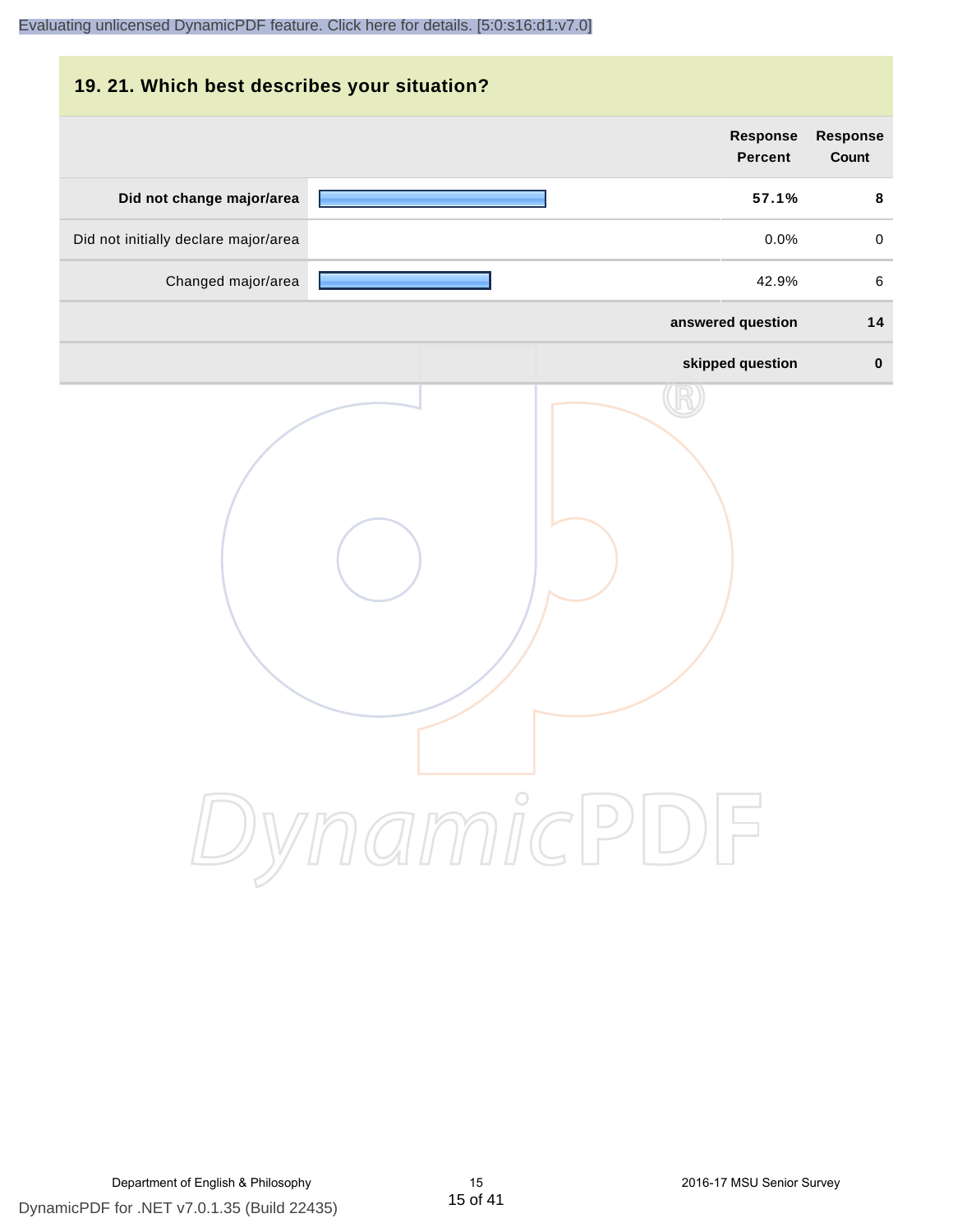## 19. 21. Which best describes your situation?

| | Response Percent | Response Count |
|---|---|---|
| **Did not change major/area** | **57.1%** | **8** |
| Did not initially declare major/area | 0.0% | 0 |
| Changed major/area | 42.9% | 6 |
| **answered question** | | **14** |
| **skipped question** | | **0** |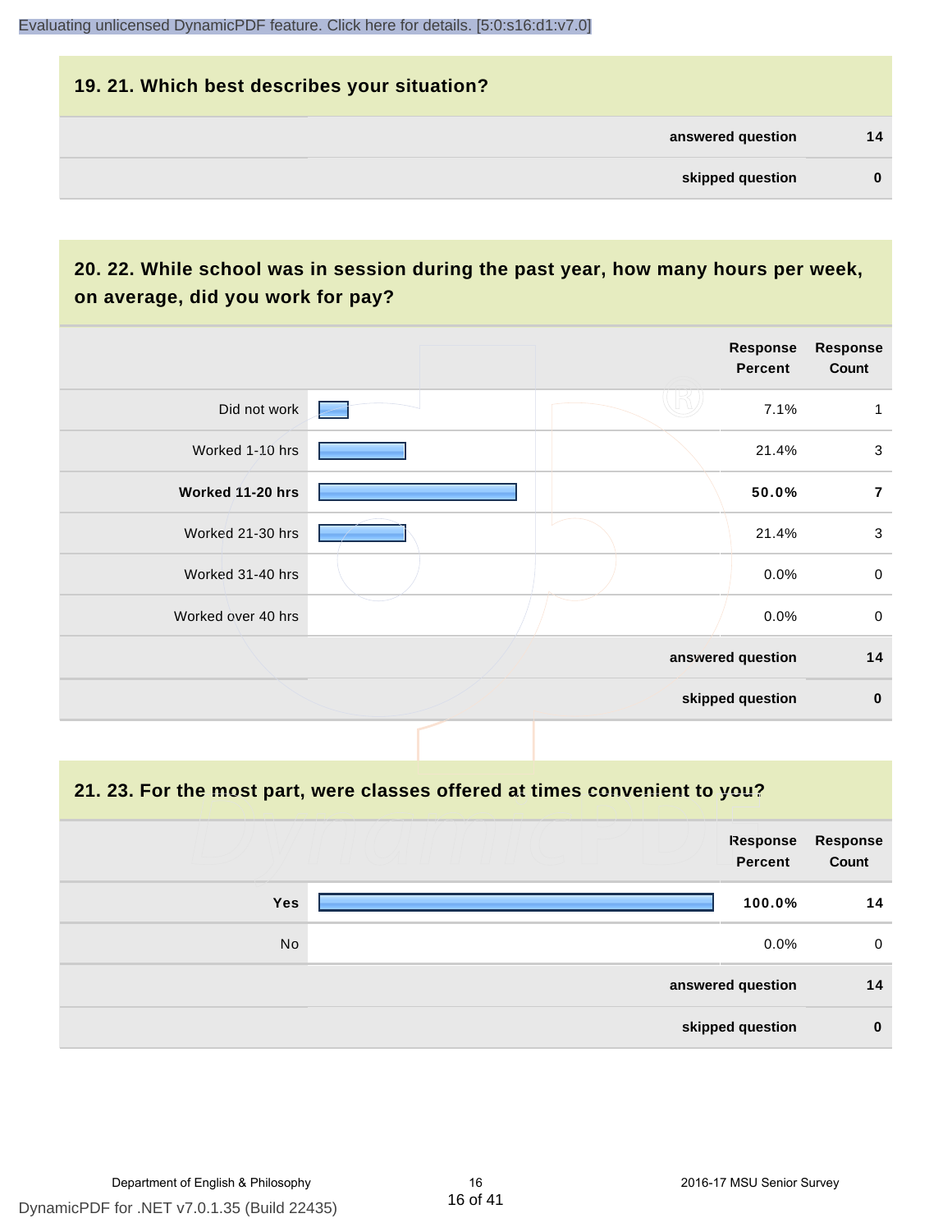## 19. 21. Which best describes your situation?

| | |
|---|---|
| answered question | 14 |
| skipped question | 0 |

## 20. 22. While school was in session during the past year, how many hours per week, on average, did you work for pay?

| | Response Percent | Response Count |
|---|---|---|
| Did not work | 7.1% | 1 |
| **Worked 1-10 hrs** | 21.4% | 3 |
| **Worked 11-20 hrs** | **50.0%** | **7** |
| Worked 21-30 hrs | 21.4% | 3 |
| Worked 31-40 hrs | 0.0% | 0 |
| Worked over 40 hrs | 0.0% | 0 |
| answered question | | 14 |
| skipped question | | 0 |

## 21. 23. For the most part, were classes offered at times convenient to you?

| | Response Percent | Response Count |
|---|---|---|
| **Yes** | **100.0%** | **14** |
| No | 0.0% | 0 |
| answered question | | 14 |
| skipped question | | 0 |

Department of English & Philosophy

2016-17 MSU Senior Survey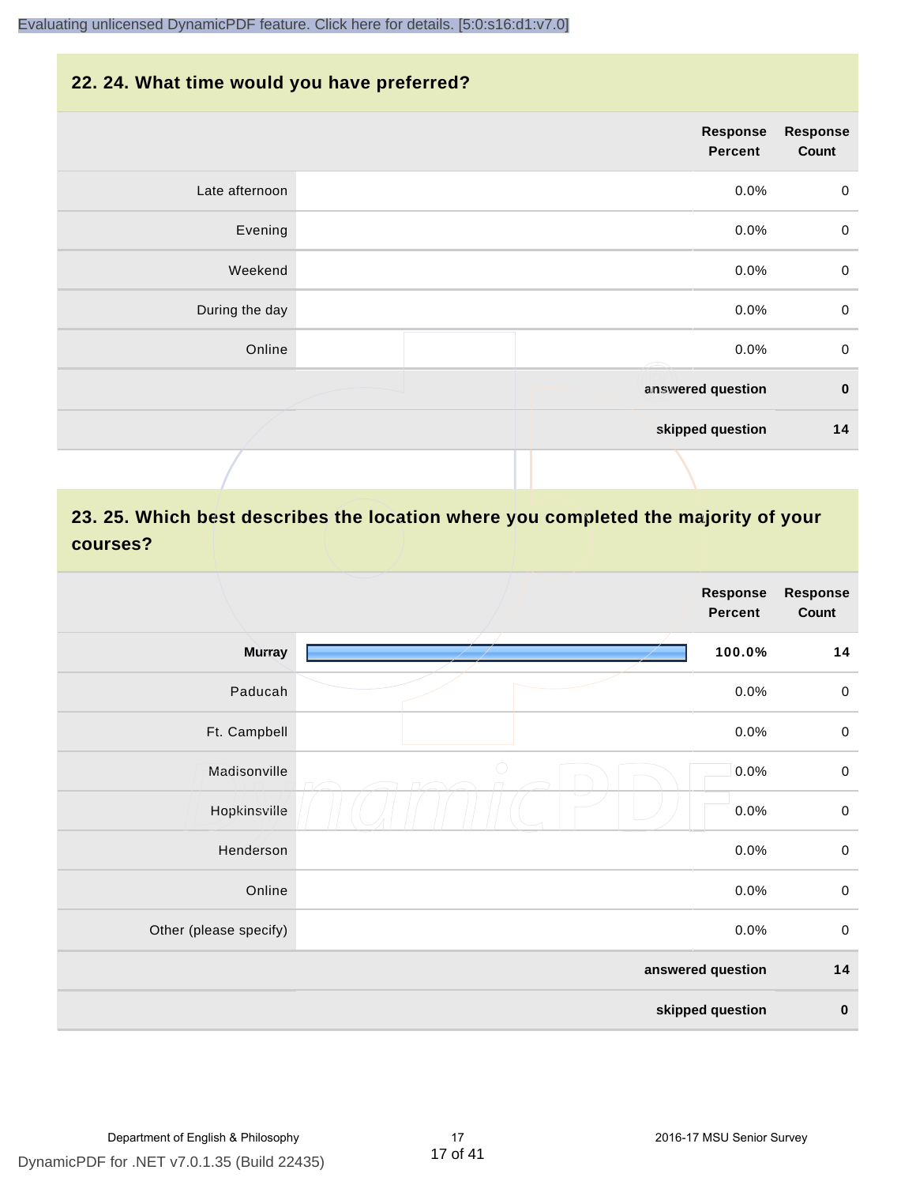## 22. 24. What time would you have preferred?

| | Response Percent | Response Count |
|---|---|---|
| Late afternoon | 0.0% | 0 |
| Evening | 0.0% | 0 |
| Weekend | 0.0% | 0 |
| During the day | 0.0% | 0 |
| Online | 0.0% | 0 |
| | **answered question** | **0** |
| | **skipped question** | **14** |

## 23. 25. Which best describes the location where you completed the majority of your courses?

| | Response Percent | Response Count |
|---|---|---|
| **Murray** | **100.0%** | **14** |
| Paducah | 0.0% | 0 |
| Ft. Campbell | 0.0% | 0 |
| Madisonville | 0.0% | 0 |
| Hopkinsville | 0.0% | 0 |
| Henderson | 0.0% | 0 |
| Online | 0.0% | 0 |
| Other (please specify) | 0.0% | 0 |
| | **answered question** | **14** |
| | **skipped question** | **0** |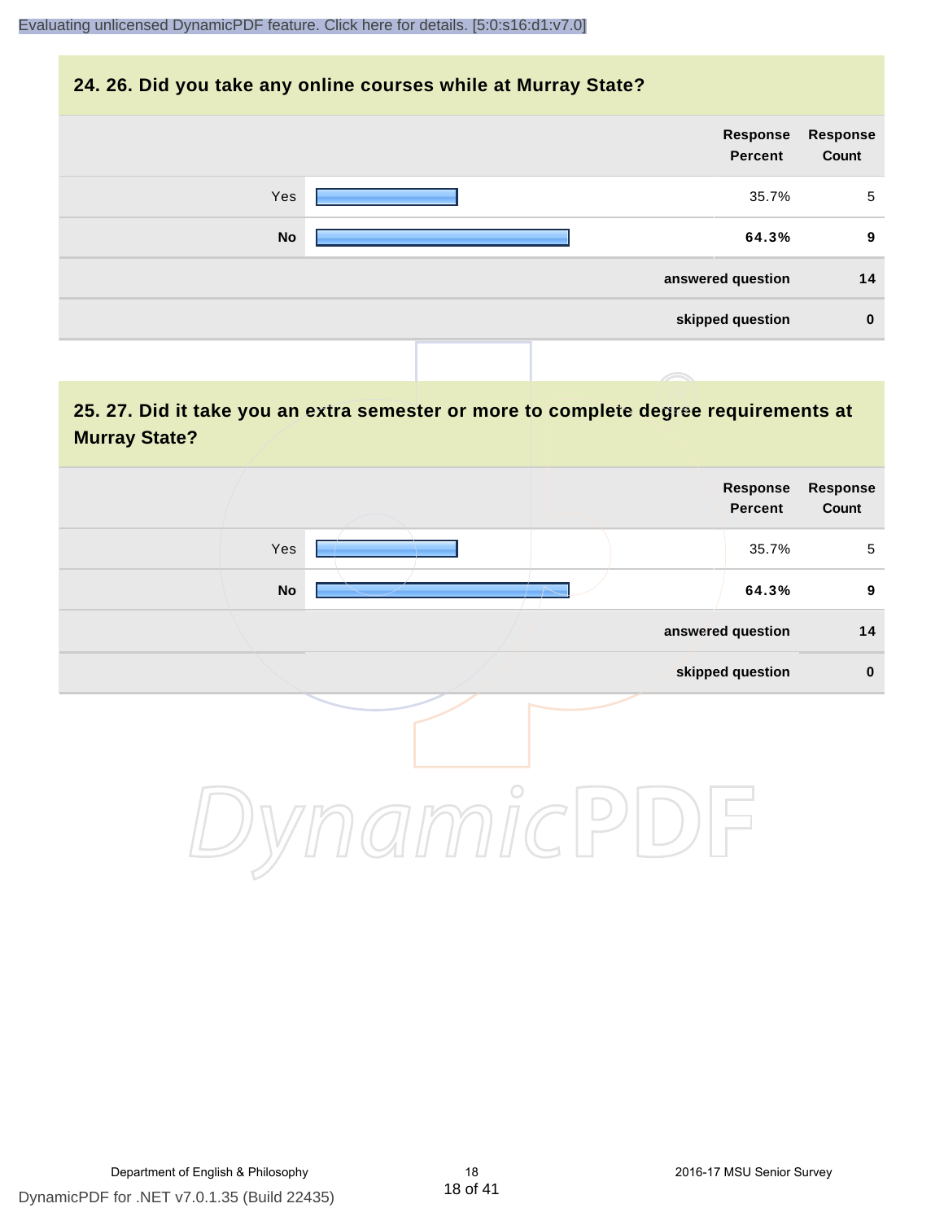## 24. 26. Did you take any online courses while at Murray State?

| | Response Percent | Response Count |
|---|---|---|
| Yes | 35.7% | 5 |
| **No** | **64.3%** | **9** |
| **answered question** | | **14** |
| **skipped question** | | **0** |

## 25. 27. Did it take you an extra semester or more to complete degree requirements at Murray State?

| | Response Percent | Response Count |
|---|---|---|
| Yes | 35.7% | 5 |
| **No** | **64.3%** | **9** |
| **answered question** | | **14** |
| **skipped question** | | **0** |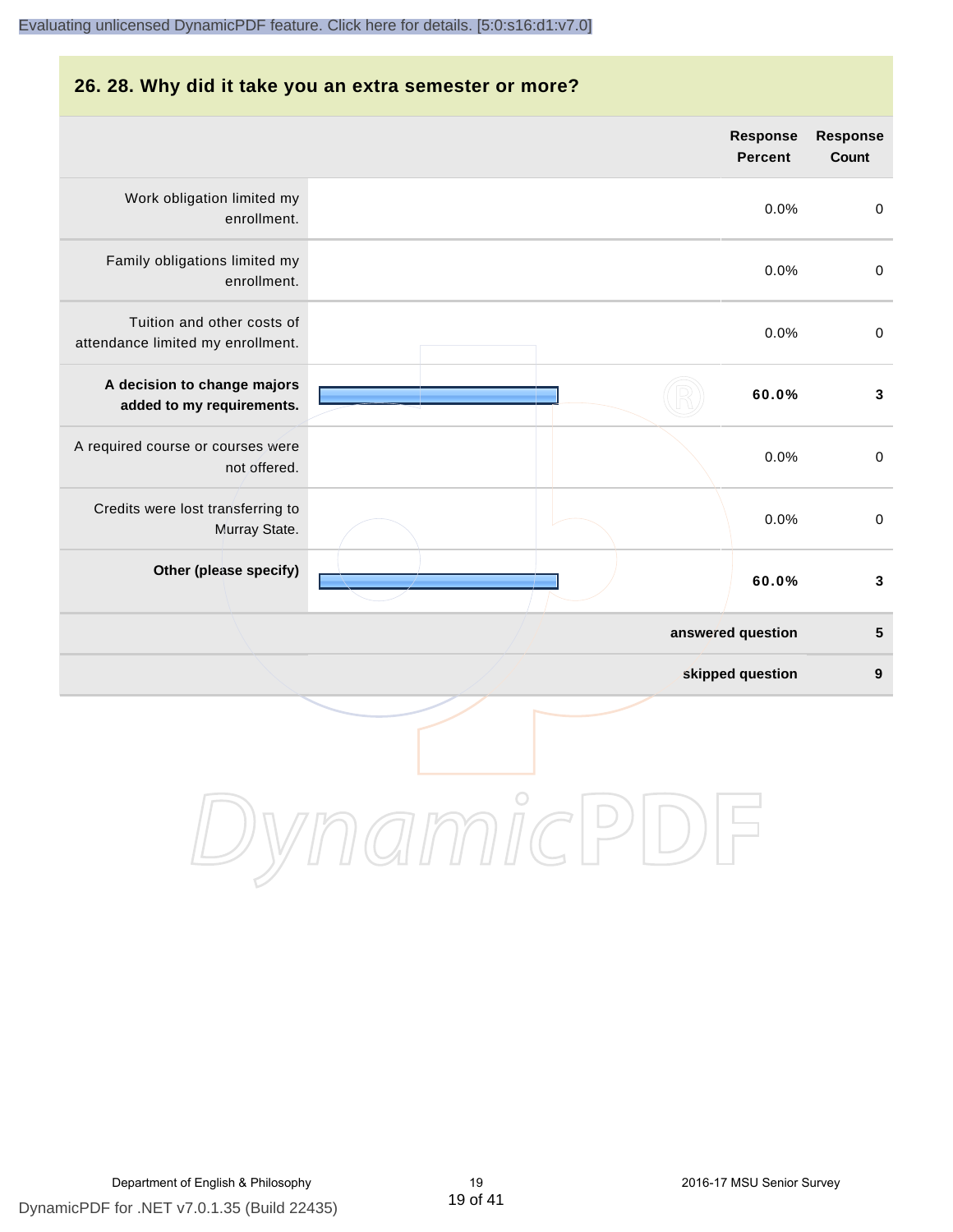## 26. 28. Why did it take you an extra semester or more?

| | Response Percent | Response Count |
|---|---|---|
| Work obligation limited my enrollment. | 0.0% | 0 |
| Family obligations limited my enrollment. | 0.0% | 0 |
| Tuition and other costs of attendance limited my enrollment. | 0.0% | 0 |
| **A decision to change majors added to my requirements.** | **60.0%** | **3** |
| A required course or courses were not offered. | 0.0% | 0 |
| Credits were lost transferring to Murray State. | 0.0% | 0 |
| **Other (please specify)** | **60.0%** | **3** |
| | **answered question** | **5** |
| | **skipped question** | **9** |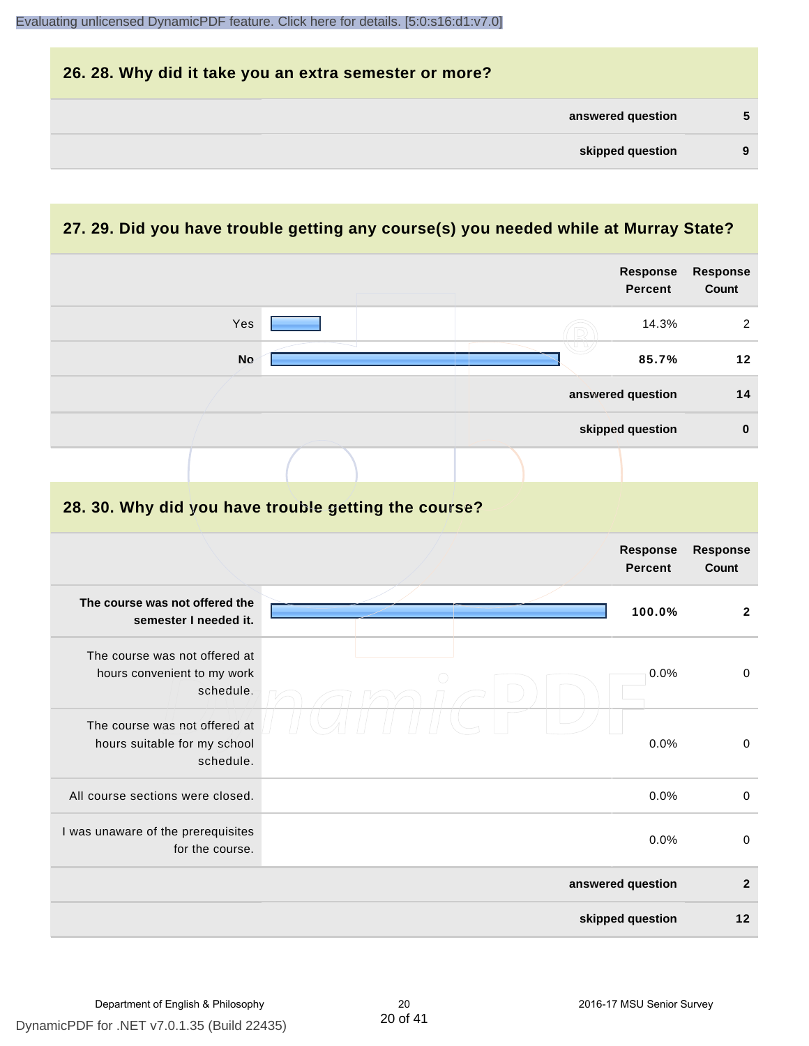## 26. 28. Why did it take you an extra semester or more?

| | |
|---|---|
| **answered question** | **5** |
| **skipped question** | **9** |

## 27. 29. Did you have trouble getting any course(s) you needed while at Murray State?

| | Response Percent | Response Count |
|---|---|---|
| Yes | 14.3% | 2 |
| **No** | **85.7%** | **12** |
| **answered question** | | **14** |
| **skipped question** | | **0** |

## 28. 30. Why did you have trouble getting the course?

| | Response Percent | Response Count |
|---|---|---|
| **The course was not offered the semester I needed it.** | **100.0%** | **2** |
| The course was not offered at hours convenient to my work schedule. | 0.0% | 0 |
| The course was not offered at hours suitable for my school schedule. | 0.0% | 0 |
| All course sections were closed. | 0.0% | 0 |
| I was unaware of the prerequisites for the course. | 0.0% | 0 |
| **answered question** | | **2** |
| **skipped question** | | **12** |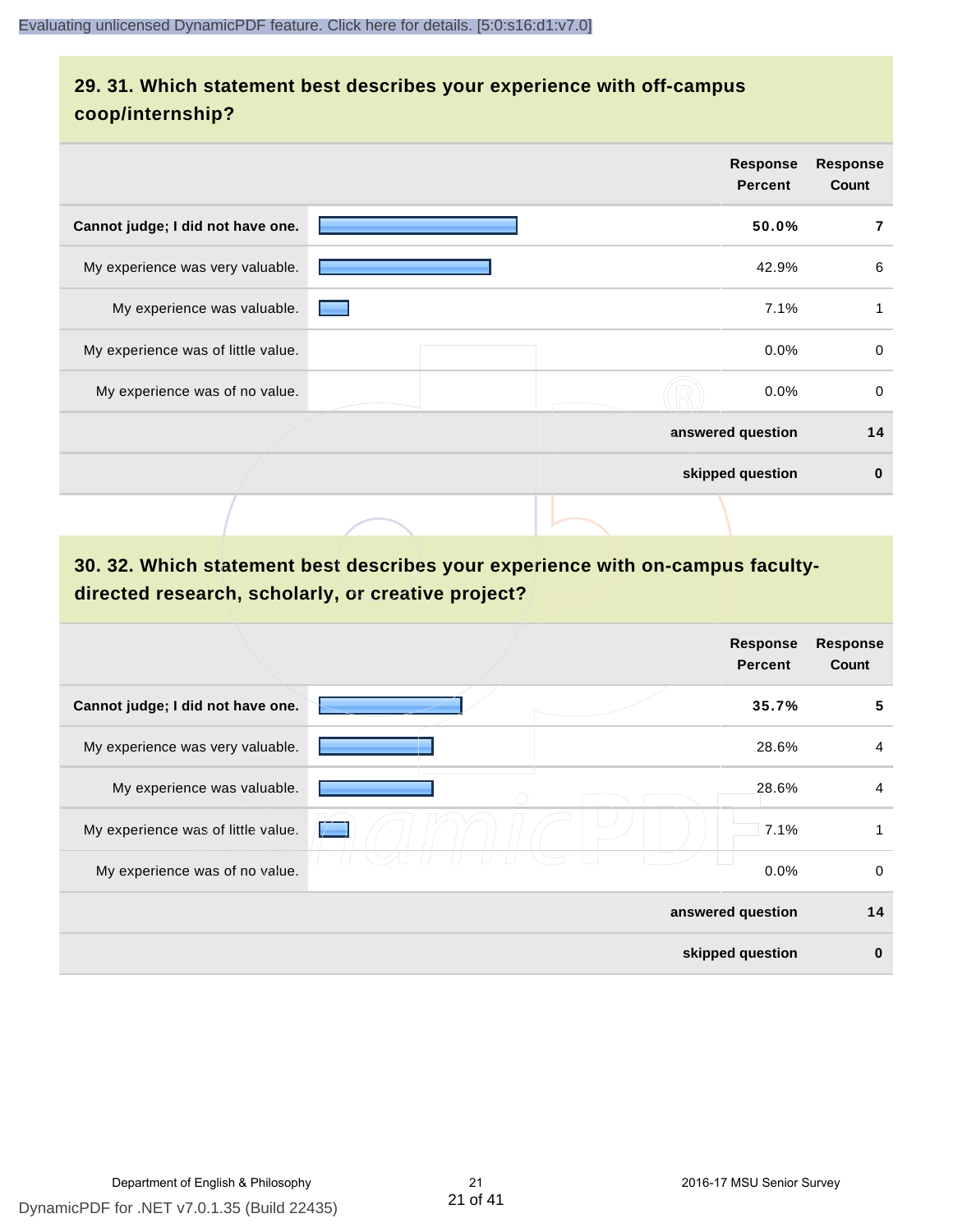## 29. 31. Which statement best describes your experience with off-campus coop/internship?

| | Response Percent | Response Count |
|---|---|---|
| **Cannot judge; I did not have one.** | **50.0%** | **7** |
| My experience was very valuable. | 42.9% | 6 |
| My experience was valuable. | 7.1% | 1 |
| My experience was of little value. | 0.0% | 0 |
| My experience was of no value. | 0.0% | 0 |
| | **answered question** | **14** |
| | **skipped question** | **0** |

## 30. 32. Which statement best describes your experience with on-campus faculty-directed research, scholarly, or creative project?

| | Response Percent | Response Count |
|---|---|---|
| **Cannot judge; I did not have one.** | **35.7%** | **5** |
| My experience was very valuable. | 28.6% | 4 |
| My experience was valuable. | 28.6% | 4 |
| My experience was of little value. | 7.1% | 1 |
| My experience was of no value. | 0.0% | 0 |
| | **answered question** | **14** |
| | **skipped question** | **0** |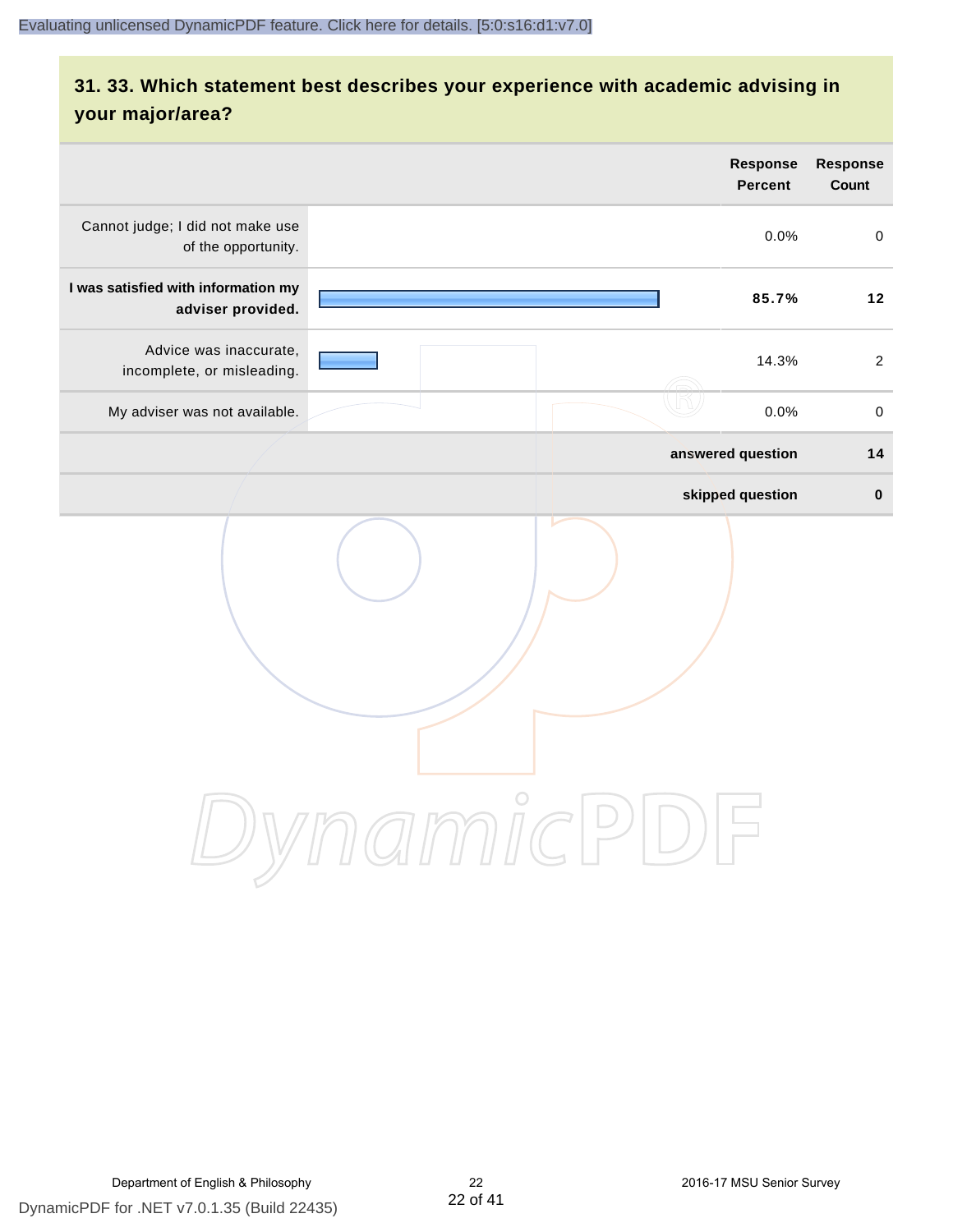## 31. 33. Which statement best describes your experience with academic advising in your major/area?

| | Response Percent | Response Count |
|---|---|---|
| Cannot judge; I did not make use of the opportunity. | 0.0% | 0 |
| **I was satisfied with information my adviser provided.** | **85.7%** | **12** |
| Advice was inaccurate, incomplete, or misleading. | 14.3% | 2 |
| My adviser was not available. | 0.0% | 0 |
| | **answered question** | **14** |
| | **skipped question** | **0** |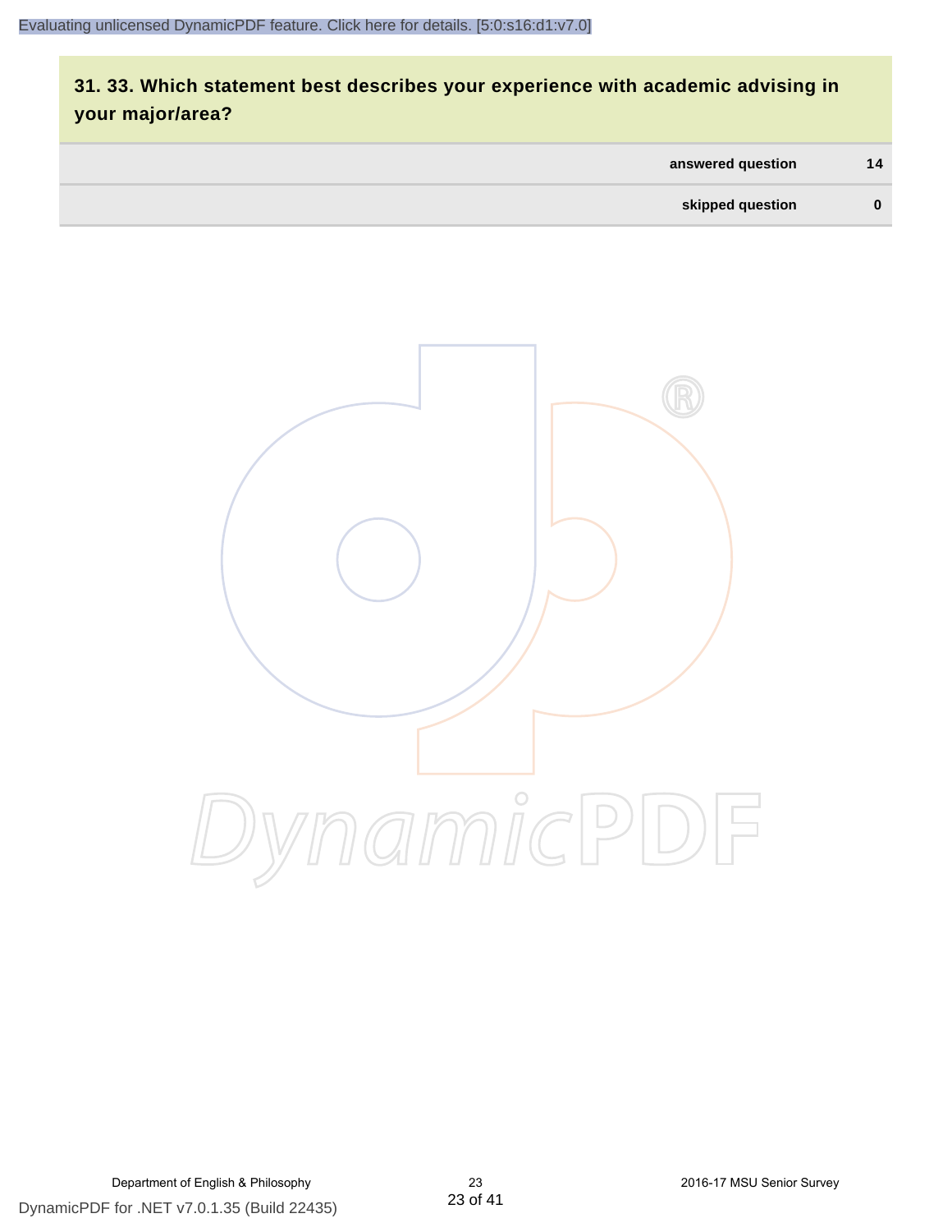## 31. 33. Which statement best describes your experience with academic advising in your major/area?

| | |
|---|---|
| answered question | 14 |
| skipped question | 0 |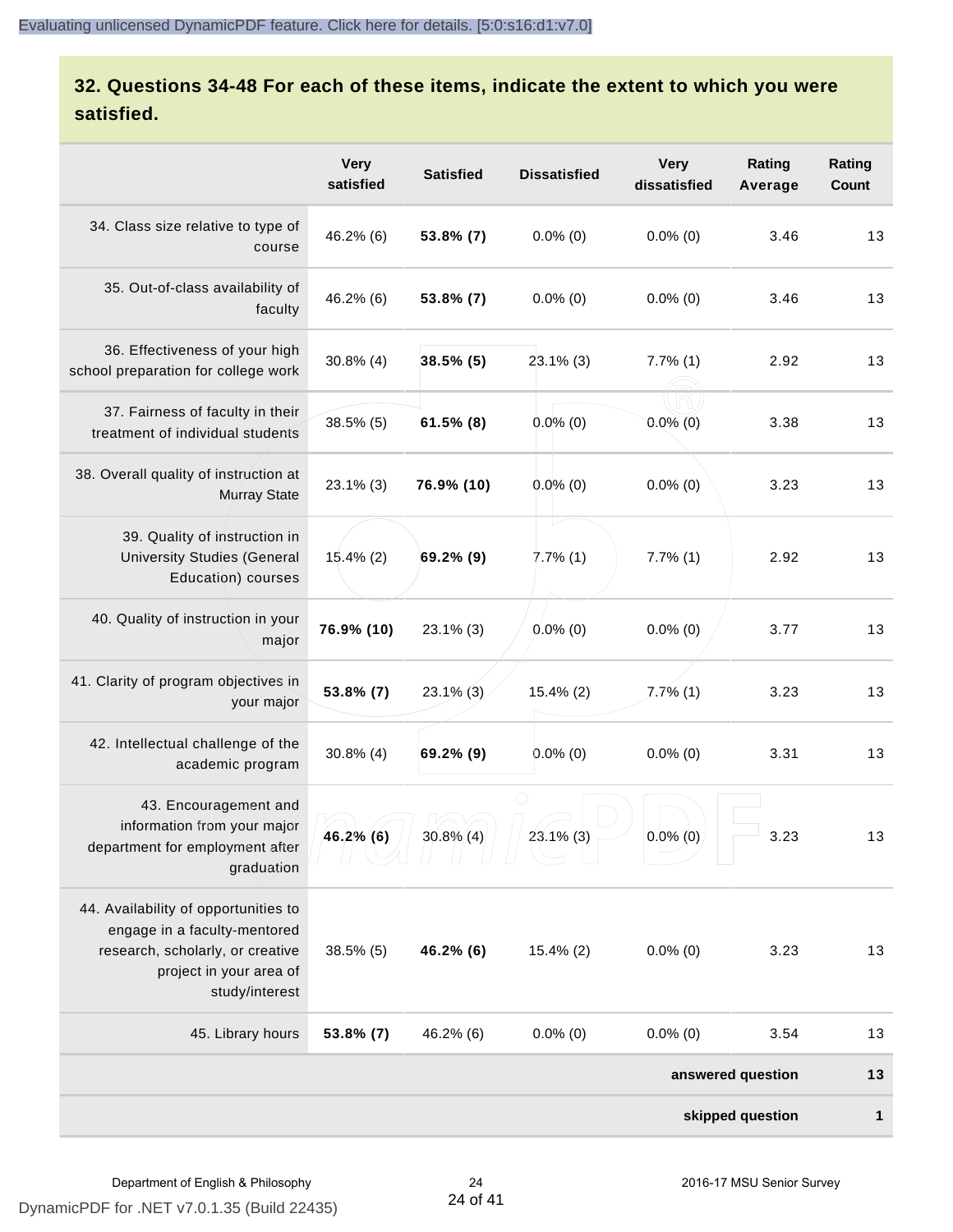## 32. Questions 34-48 For each of these items, indicate the extent to which you were satisfied.

| | Very satisfied | Satisfied | Dissatisfied | Very dissatisfied | Rating Average | Rating Count |
|---|---|---|---|---|---|---|
| 34. Class size relative to type of course | 46.2% (6) | **53.8% (7)** | 0.0% (0) | 0.0% (0) | 3.46 | 13 |
| 35. Out-of-class availability of faculty | 46.2% (6) | **53.8% (7)** | 0.0% (0) | 0.0% (0) | 3.46 | 13 |
| 36. Effectiveness of your high school preparation for college work | 30.8% (4) | **38.5% (5)** | 23.1% (3) | 7.7% (1) | 2.92 | 13 |
| 37. Fairness of faculty in their treatment of individual students | 38.5% (5) | **61.5% (8)** | 0.0% (0) | 0.0% (0) | 3.38 | 13 |
| 38. Overall quality of instruction at Murray State | 23.1% (3) | **76.9% (10)** | 0.0% (0) | 0.0% (0) | 3.23 | 13 |
| 39. Quality of instruction in University Studies (General Education) courses | 15.4% (2) | **69.2% (9)** | 7.7% (1) | 7.7% (1) | 2.92 | 13 |
| 40. Quality of instruction in your major | **76.9% (10)** | 23.1% (3) | 0.0% (0) | 0.0% (0) | 3.77 | 13 |
| 41. Clarity of program objectives in your major | **53.8% (7)** | 23.1% (3) | 15.4% (2) | 7.7% (1) | 3.23 | 13 |
| 42. Intellectual challenge of the academic program | 30.8% (4) | **69.2% (9)** | 0.0% (0) | 0.0% (0) | 3.31 | 13 |
| 43. Encouragement and information from your major department for employment after graduation | **46.2% (6)** | 30.8% (4) | 23.1% (3) | 0.0% (0) | 3.23 | 13 |
| 44. Availability of opportunities to engage in a faculty-mentored research, scholarly, or creative project in your area of study/interest | 38.5% (5) | **46.2% (6)** | 15.4% (2) | 0.0% (0) | 3.23 | 13 |
| 45. Library hours | **53.8% (7)** | 46.2% (6) | 0.0% (0) | 0.0% (0) | 3.54 | 13 |
| | | | | | **answered question** | **13** |
| | | | | | **skipped question** | **1** |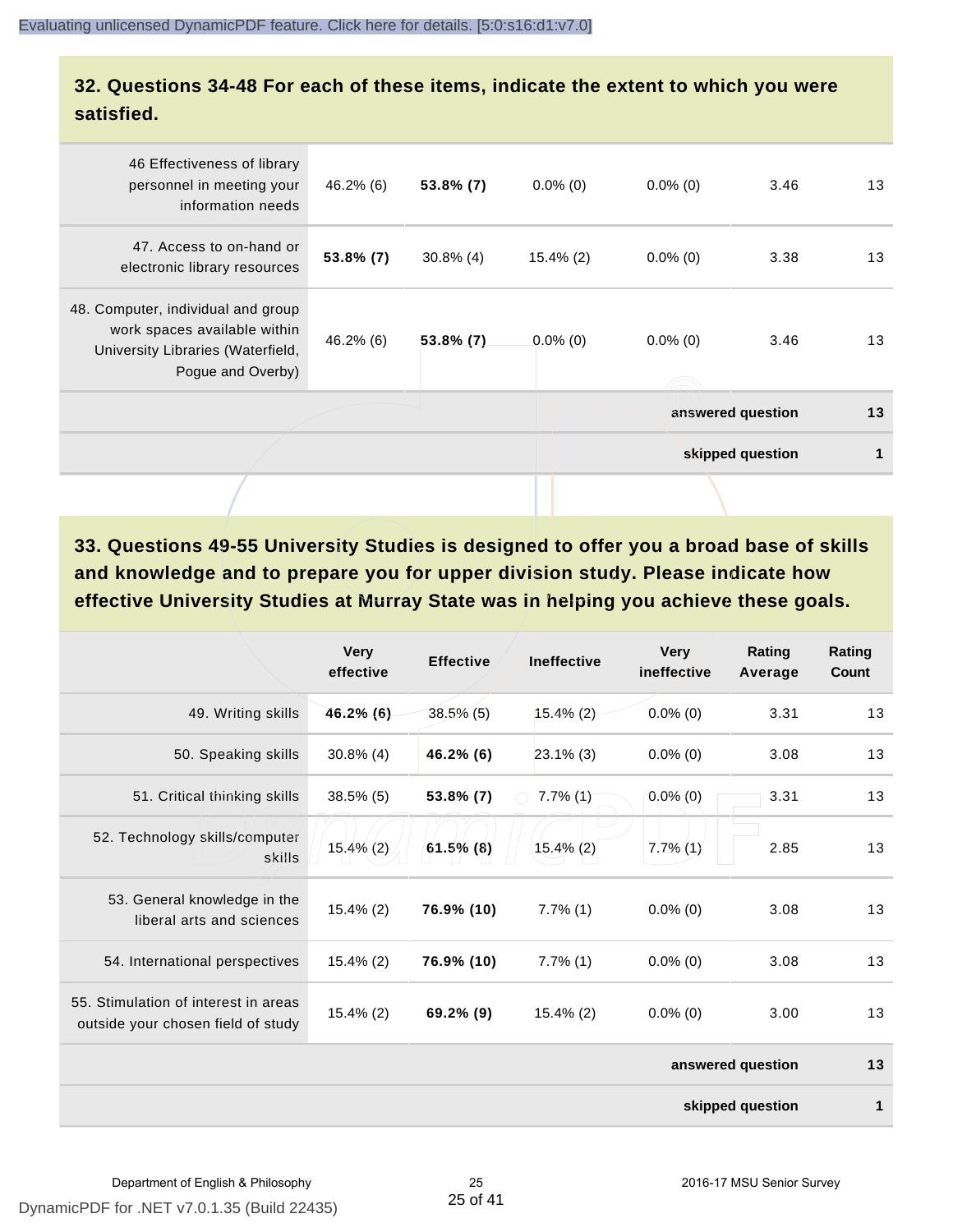## 32. Questions 34-48 For each of these items, indicate the extent to which you were satisfied.

| | | | | | | |
|---|---|---|---|---|---|---|
| 46 Effectiveness of library personnel in meeting your information needs | 46.2% (6) | **53.8% (7)** | 0.0% (0) | 0.0% (0) | 3.46 | 13 |
| 47. Access to on-hand or electronic library resources | **53.8% (7)** | 30.8% (4) | 15.4% (2) | 0.0% (0) | 3.38 | 13 |
| 48. Computer, individual and group work spaces available within University Libraries (Waterfield, Pogue and Overby) | 46.2% (6) | **53.8% (7)** | 0.0% (0) | 0.0% (0) | 3.46 | 13 |
| | | | | | **answered question** | **13** |
| | | | | | **skipped question** | **1** |

## 33. Questions 49-55 University Studies is designed to offer you a broad base of skills and knowledge and to prepare you for upper division study. Please indicate how effective University Studies at Murray State was in helping you achieve these goals.

| | Very effective | Effective | Ineffective | Very ineffective | Rating Average | Rating Count |
|---|---|---|---|---|---|---|
| 49. Writing skills | **46.2% (6)** | 38.5% (5) | 15.4% (2) | 0.0% (0) | 3.31 | 13 |
| 50. Speaking skills | 30.8% (4) | **46.2% (6)** | 23.1% (3) | 0.0% (0) | 3.08 | 13 |
| 51. Critical thinking skills | 38.5% (5) | **53.8% (7)** | 7.7% (1) | 0.0% (0) | 3.31 | 13 |
| 52. Technology skills/computer skills | 15.4% (2) | **61.5% (8)** | 15.4% (2) | 7.7% (1) | 2.85 | 13 |
| 53. General knowledge in the liberal arts and sciences | 15.4% (2) | **76.9% (10)** | 7.7% (1) | 0.0% (0) | 3.08 | 13 |
| 54. International perspectives | 15.4% (2) | **76.9% (10)** | 7.7% (1) | 0.0% (0) | 3.08 | 13 |
| 55. Stimulation of interest in areas outside your chosen field of study | 15.4% (2) | **69.2% (9)** | 15.4% (2) | 0.0% (0) | 3.00 | 13 |
| | | | | | **answered question** | **13** |
| | | | | | **skipped question** | **1** |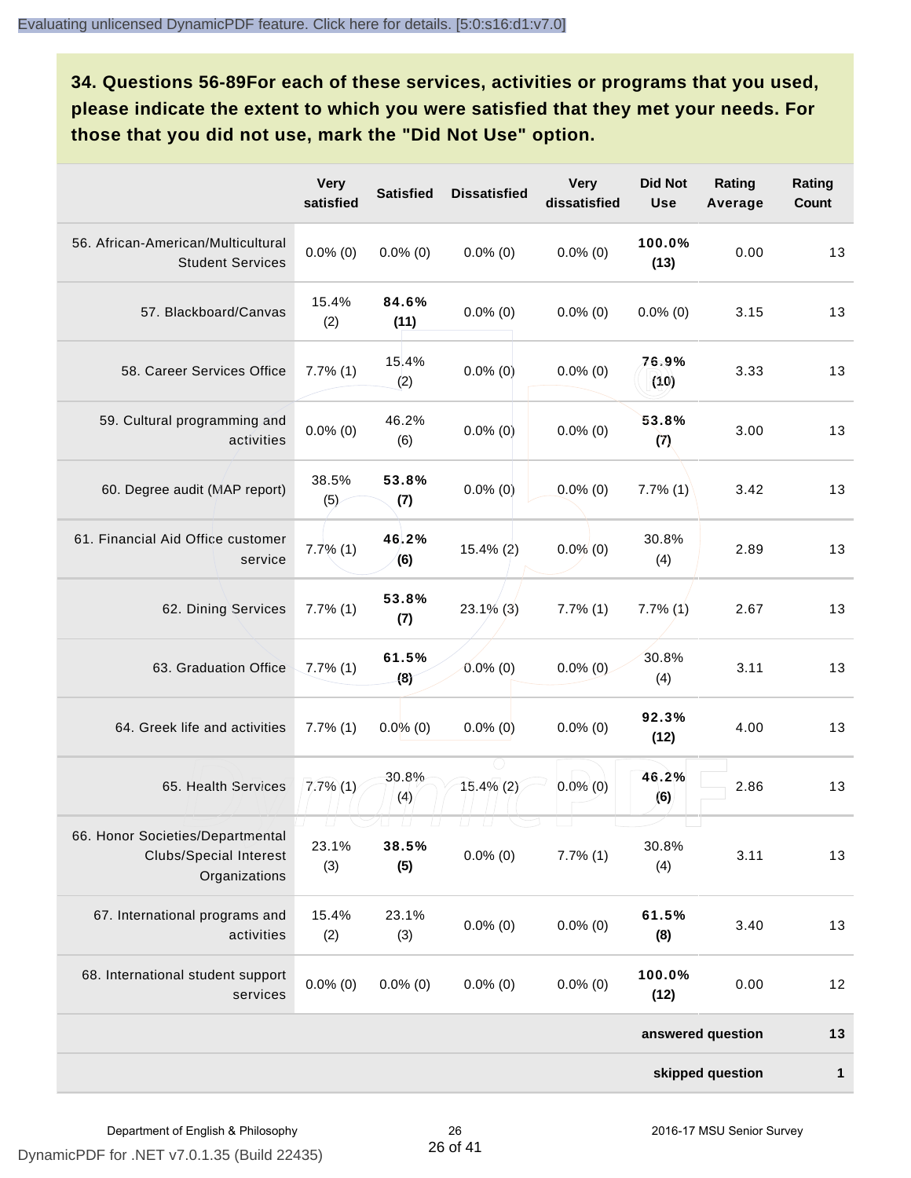## 34. Questions 56-89For each of these services, activities or programs that you used, please indicate the extent to which you were satisfied that they met your needs. For those that you did not use, mark the "Did Not Use" option.

| | Very satisfied | Satisfied | Dissatisfied | Very dissatisfied | Did Not Use | Rating Average | Rating Count |
|---|---|---|---|---|---|---|---|
| 56. African-American/Multicultural Student Services | 0.0% (0) | 0.0% (0) | 0.0% (0) | 0.0% (0) | **100.0% (13)** | 0.00 | 13 |
| 57. Blackboard/Canvas | 15.4% (2) | **84.6% (11)** | 0.0% (0) | 0.0% (0) | 0.0% (0) | 3.15 | 13 |
| 58. Career Services Office | 7.7% (1) | 15.4% (2) | 0.0% (0) | 0.0% (0) | **76.9% (10)** | 3.33 | 13 |
| 59. Cultural programming and activities | 0.0% (0) | 46.2% (6) | 0.0% (0) | 0.0% (0) | **53.8% (7)** | 3.00 | 13 |
| 60. Degree audit (MAP report) | 38.5% (5) | **53.8% (7)** | 0.0% (0) | 0.0% (0) | 7.7% (1) | 3.42 | 13 |
| 61. Financial Aid Office customer service | 7.7% (1) | **46.2% (6)** | 15.4% (2) | 0.0% (0) | 30.8% (4) | 2.89 | 13 |
| 62. Dining Services | 7.7% (1) | **53.8% (7)** | 23.1% (3) | 7.7% (1) | 7.7% (1) | 2.67 | 13 |
| 63. Graduation Office | 7.7% (1) | **61.5% (8)** | 0.0% (0) | 0.0% (0) | 30.8% (4) | 3.11 | 13 |
| 64. Greek life and activities | 7.7% (1) | 0.0% (0) | 0.0% (0) | 0.0% (0) | **92.3% (12)** | 4.00 | 13 |
| 65. Health Services | 7.7% (1) | 30.8% (4) | 15.4% (2) | 0.0% (0) | **46.2% (6)** | 2.86 | 13 |
| 66. Honor Societies/Departmental Clubs/Special Interest Organizations | 23.1% (3) | **38.5% (5)** | 0.0% (0) | 7.7% (1) | 30.8% (4) | 3.11 | 13 |
| 67. International programs and activities | 15.4% (2) | 23.1% (3) | 0.0% (0) | 0.0% (0) | **61.5% (8)** | 3.40 | 13 |
| 68. International student support services | 0.0% (0) | 0.0% (0) | 0.0% (0) | 0.0% (0) | **100.0% (12)** | 0.00 | 12 |
| | | | | | | **answered question** | **13** |
| | | | | | | **skipped question** | **1** |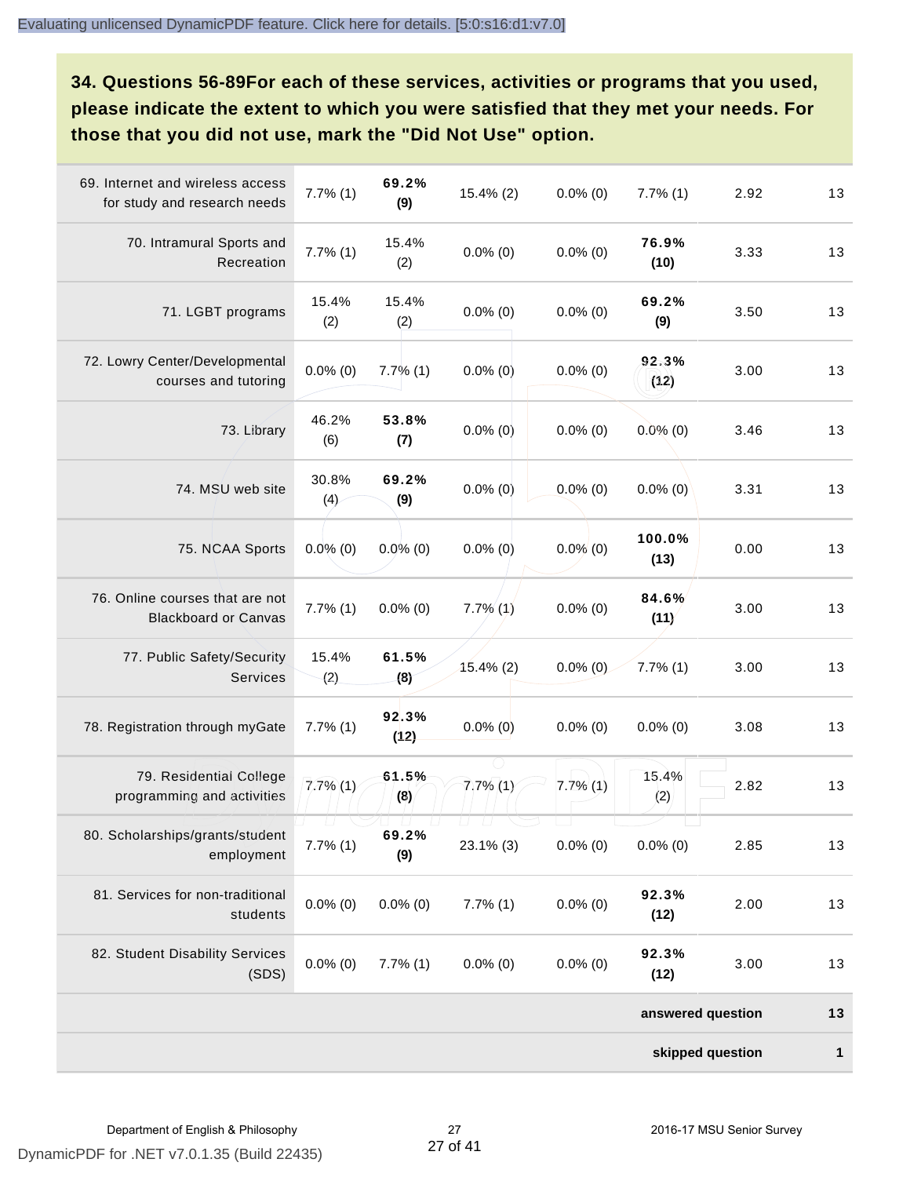**34. Questions 56-89For each of these services, activities or programs that you used, please indicate the extent to which you were satisfied that they met your needs. For those that you did not use, mark the "Did Not Use" option.**

| | | | | | | | |
|---|---|---|---|---|---|---|---|
| 69. Internet and wireless access for study and research needs | 7.7% (1) | **69.2% (9)** | 15.4% (2) | 0.0% (0) | 7.7% (1) | 2.92 | 13 |
| 70. Intramural Sports and Recreation | 7.7% (1) | 15.4% (2) | 0.0% (0) | 0.0% (0) | **76.9% (10)** | 3.33 | 13 |
| 71. LGBT programs | 15.4% (2) | 15.4% (2) | 0.0% (0) | 0.0% (0) | **69.2% (9)** | 3.50 | 13 |
| 72. Lowry Center/Developmental courses and tutoring | 0.0% (0) | 7.7% (1) | 0.0% (0) | 0.0% (0) | **92.3% (12)** | 3.00 | 13 |
| 73. Library | 46.2% (6) | **53.8% (7)** | 0.0% (0) | 0.0% (0) | 0.0% (0) | 3.46 | 13 |
| 74. MSU web site | 30.8% (4) | **69.2% (9)** | 0.0% (0) | 0.0% (0) | 0.0% (0) | 3.31 | 13 |
| 75. NCAA Sports | 0.0% (0) | 0.0% (0) | 0.0% (0) | 0.0% (0) | **100.0% (13)** | 0.00 | 13 |
| 76. Online courses that are not Blackboard or Canvas | 7.7% (1) | 0.0% (0) | 7.7% (1) | 0.0% (0) | **84.6% (11)** | 3.00 | 13 |
| 77. Public Safety/Security Services | 15.4% (2) | **61.5% (8)** | 15.4% (2) | 0.0% (0) | 7.7% (1) | 3.00 | 13 |
| 78. Registration through myGate | 7.7% (1) | **92.3% (12)** | 0.0% (0) | 0.0% (0) | 0.0% (0) | 3.08 | 13 |
| 79. Residential College programming and activities | 7.7% (1) | **61.5% (8)** | 7.7% (1) | 7.7% (1) | 15.4% (2) | 2.82 | 13 |
| 80. Scholarships/grants/student employment | 7.7% (1) | **69.2% (9)** | 23.1% (3) | 0.0% (0) | 0.0% (0) | 2.85 | 13 |
| 81. Services for non-traditional students | 0.0% (0) | 0.0% (0) | 7.7% (1) | 0.0% (0) | **92.3% (12)** | 2.00 | 13 |
| 82. Student Disability Services (SDS) | 0.0% (0) | 7.7% (1) | 0.0% (0) | 0.0% (0) | **92.3% (12)** | 3.00 | 13 |
| | | | | | | **answered question** | **13** |
| | | | | | | **skipped question** | **1** |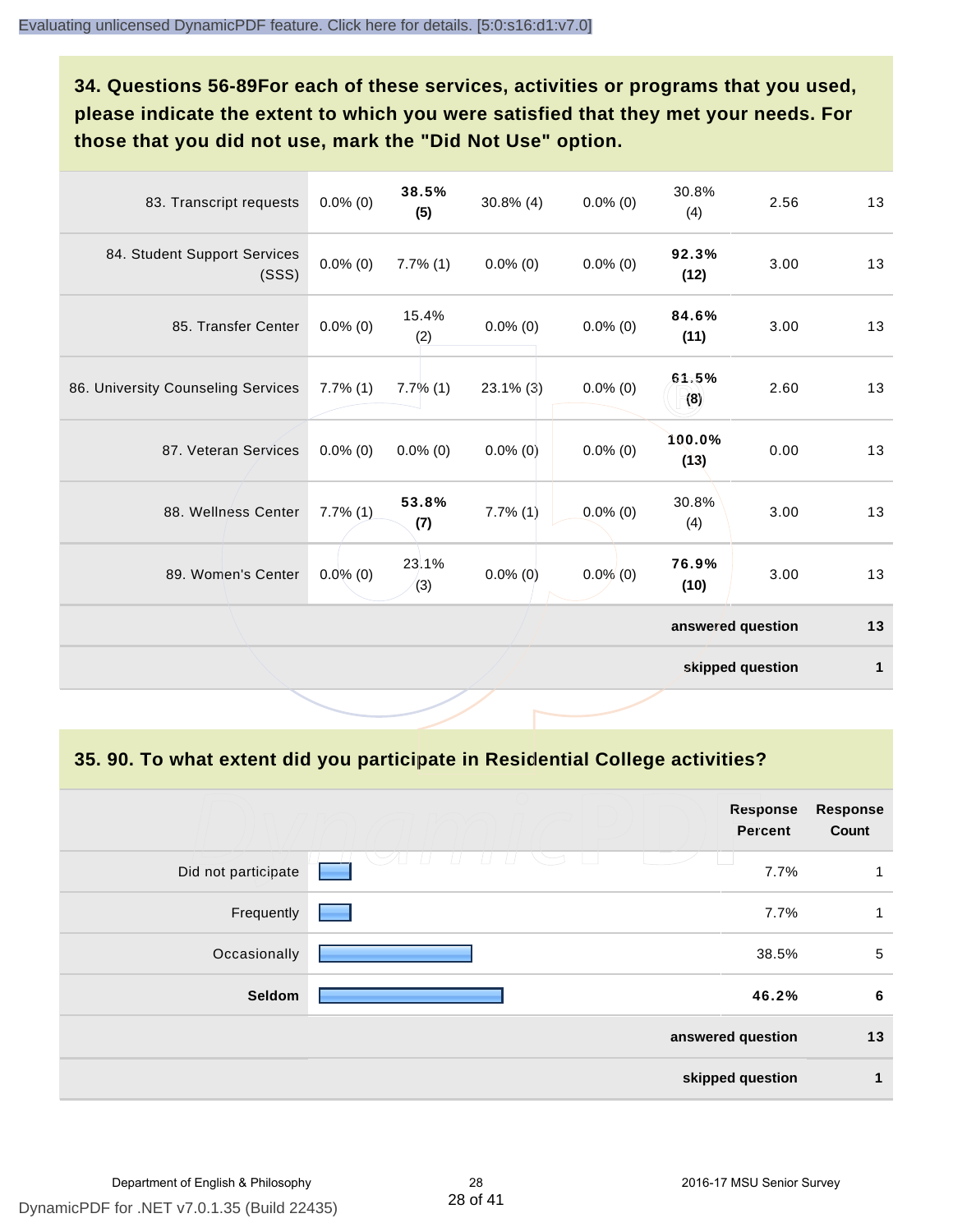## 34. Questions 56-89For each of these services, activities or programs that you used, please indicate the extent to which you were satisfied that they met your needs. For those that you did not use, mark the "Did Not Use" option.

| | | | | | | | |
|---|---|---|---|---|---|---|---|
| 83. Transcript requests | 0.0% (0) | **38.5% (5)** | 30.8% (4) | 0.0% (0) | 30.8% (4) | 2.56 | 13 |
| 84. Student Support Services (SSS) | 0.0% (0) | 7.7% (1) | 0.0% (0) | 0.0% (0) | **92.3% (12)** | 3.00 | 13 |
| 85. Transfer Center | 0.0% (0) | 15.4% (2) | 0.0% (0) | 0.0% (0) | **84.6% (11)** | 3.00 | 13 |
| 86. University Counseling Services | 7.7% (1) | 7.7% (1) | 23.1% (3) | 0.0% (0) | **61.5% (8)** | 2.60 | 13 |
| 87. Veteran Services | 0.0% (0) | 0.0% (0) | 0.0% (0) | 0.0% (0) | **100.0% (13)** | 0.00 | 13 |
| 88. Wellness Center | 7.7% (1) | **53.8% (7)** | 7.7% (1) | 0.0% (0) | 30.8% (4) | 3.00 | 13 |
| 89. Women's Center | 0.0% (0) | 23.1% (3) | 0.0% (0) | 0.0% (0) | **76.9% (10)** | 3.00 | 13 |
| | | | | | | **answered question** | **13** |
| | | | | | | **skipped question** | **1** |

## 35. 90. To what extent did you participate in Residential College activities?

| | Response Percent | Response Count |
|---|---|---|
| Did not participate | 7.7% | 1 |
| Frequently | 7.7% | 1 |
| Occasionally | 38.5% | 5 |
| **Seldom** | **46.2%** | **6** |
| **answered question** | | **13** |
| **skipped question** | | **1** |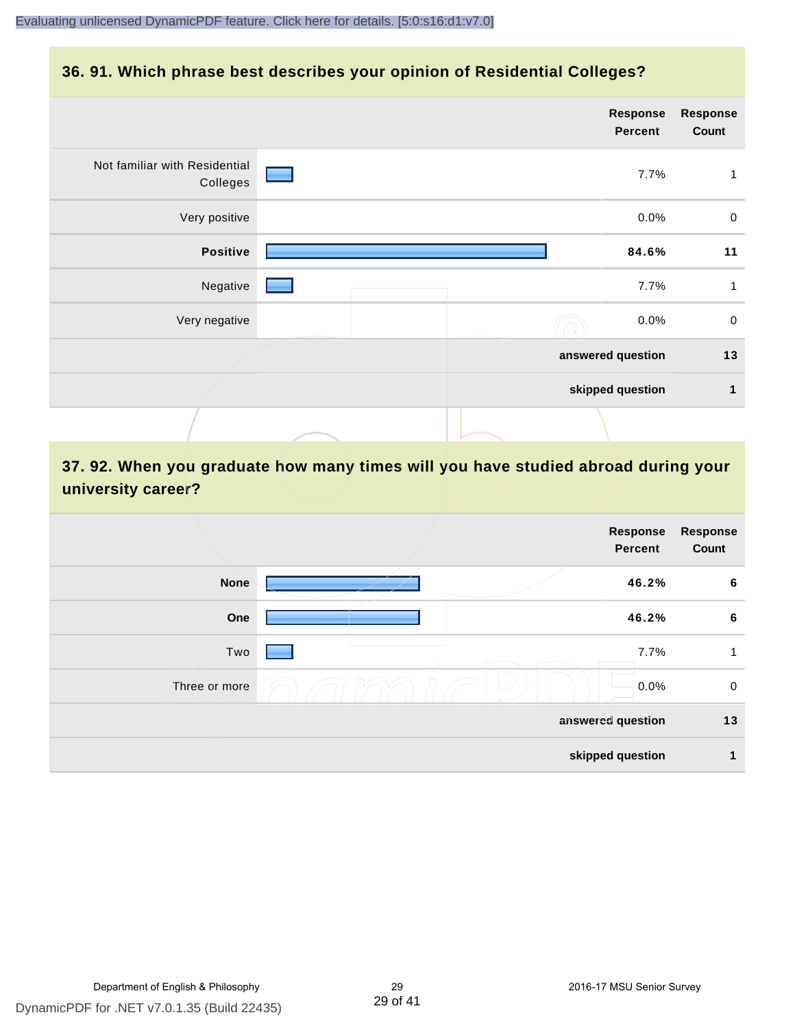## 36. 91. Which phrase best describes your opinion of Residential Colleges?

| | Response Percent | Response Count |
|---|---|---|
| Not familiar with Residential Colleges | 7.7% | 1 |
| Very positive | 0.0% | 0 |
| **Positive** | **84.6%** | **11** |
| Negative | 7.7% | 1 |
| Very negative | 0.0% | 0 |
| | **answered question** | **13** |
| | **skipped question** | **1** |

## 37. 92. When you graduate how many times will you have studied abroad during your university career?

| | Response Percent | Response Count |
|---|---|---|
| **None** | **46.2%** | **6** |
| **One** | **46.2%** | **6** |
| Two | 7.7% | 1 |
| Three or more | 0.0% | 0 |
| | **answered question** | **13** |
| | **skipped question** | **1** |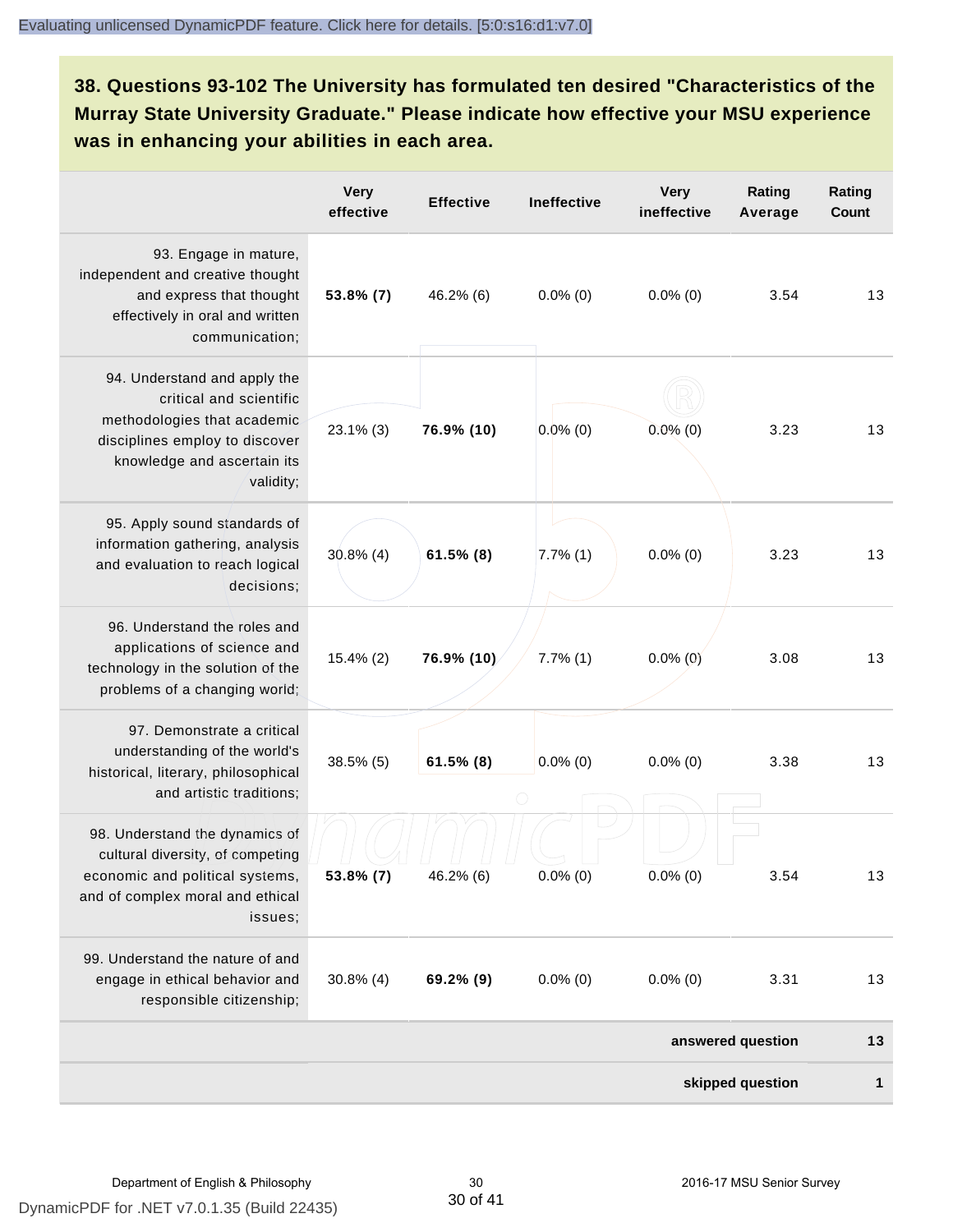## 38. Questions 93-102 The University has formulated ten desired "Characteristics of the Murray State University Graduate." Please indicate how effective your MSU experience was in enhancing your abilities in each area.

| | Very effective | Effective | Ineffective | Very ineffective | Rating Average | Rating Count |
|---|---|---|---|---|---|---|
| 93. Engage in mature, independent and creative thought and express that thought effectively in oral and written communication; | **53.8% (7)** | 46.2% (6) | 0.0% (0) | 0.0% (0) | 3.54 | 13 |
| 94. Understand and apply the critical and scientific methodologies that academic disciplines employ to discover knowledge and ascertain its validity; | 23.1% (3) | **76.9% (10)** | 0.0% (0) | 0.0% (0) | 3.23 | 13 |
| 95. Apply sound standards of information gathering, analysis and evaluation to reach logical decisions; | 30.8% (4) | **61.5% (8)** | 7.7% (1) | 0.0% (0) | 3.23 | 13 |
| 96. Understand the roles and applications of science and technology in the solution of the problems of a changing world; | 15.4% (2) | **76.9% (10)** | 7.7% (1) | 0.0% (0) | 3.08 | 13 |
| 97. Demonstrate a critical understanding of the world's historical, literary, philosophical and artistic traditions; | 38.5% (5) | **61.5% (8)** | 0.0% (0) | 0.0% (0) | 3.38 | 13 |
| 98. Understand the dynamics of cultural diversity, of competing economic and political systems, and of complex moral and ethical issues; | **53.8% (7)** | 46.2% (6) | 0.0% (0) | 0.0% (0) | 3.54 | 13 |
| 99. Understand the nature of and engage in ethical behavior and responsible citizenship; | 30.8% (4) | **69.2% (9)** | 0.0% (0) | 0.0% (0) | 3.31 | 13 |
| | | | | | **answered question** | **13** |
| | | | | | **skipped question** | **1** |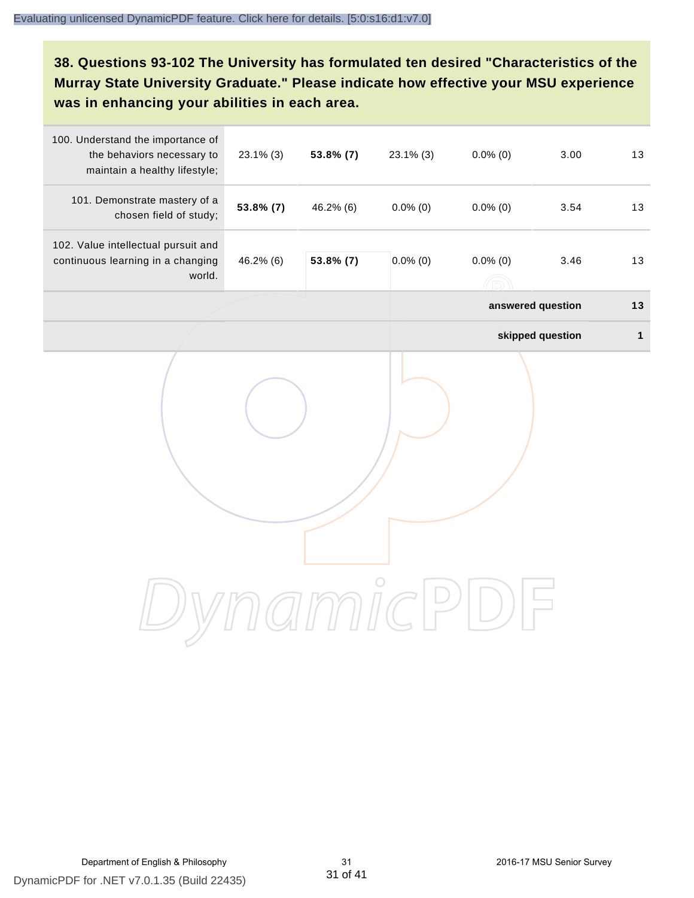### 38. Questions 93-102 The University has formulated ten desired "Characteristics of the Murray State University Graduate." Please indicate how effective your MSU experience was in enhancing your abilities in each area.

| | | | | | | |
|---|---|---|---|---|---|---|
| 100. Understand the importance of the behaviors necessary to maintain a healthy lifestyle; | 23.1% (3) | **53.8% (7)** | 23.1% (3) | 0.0% (0) | 3.00 | 13 |
| 101. Demonstrate mastery of a chosen field of study; | **53.8% (7)** | 46.2% (6) | 0.0% (0) | 0.0% (0) | 3.54 | 13 |
| 102. Value intellectual pursuit and continuous learning in a changing world. | 46.2% (6) | **53.8% (7)** | 0.0% (0) | 0.0% (0) | 3.46 | 13 |
| | | | | | **answered question** | **13** |
| | | | | | **skipped question** | **1** |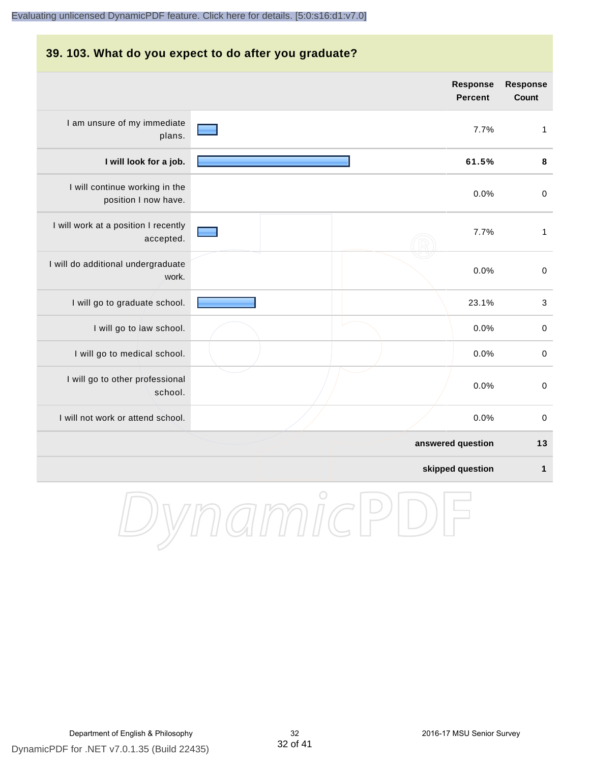## 39. 103. What do you expect to do after you graduate?

| | Response Percent | Response Count |
|---|---|---|
| I am unsure of my immediate plans. | 7.7% | 1 |
| **I will look for a job.** | **61.5%** | **8** |
| I will continue working in the position I now have. | 0.0% | 0 |
| I will work at a position I recently accepted. | 7.7% | 1 |
| I will do additional undergraduate work. | 0.0% | 0 |
| I will go to graduate school. | 23.1% | 3 |
| I will go to law school. | 0.0% | 0 |
| I will go to medical school. | 0.0% | 0 |
| I will go to other professional school. | 0.0% | 0 |
| I will not work or attend school. | 0.0% | 0 |
| | **answered question** | **13** |
| | **skipped question** | **1** |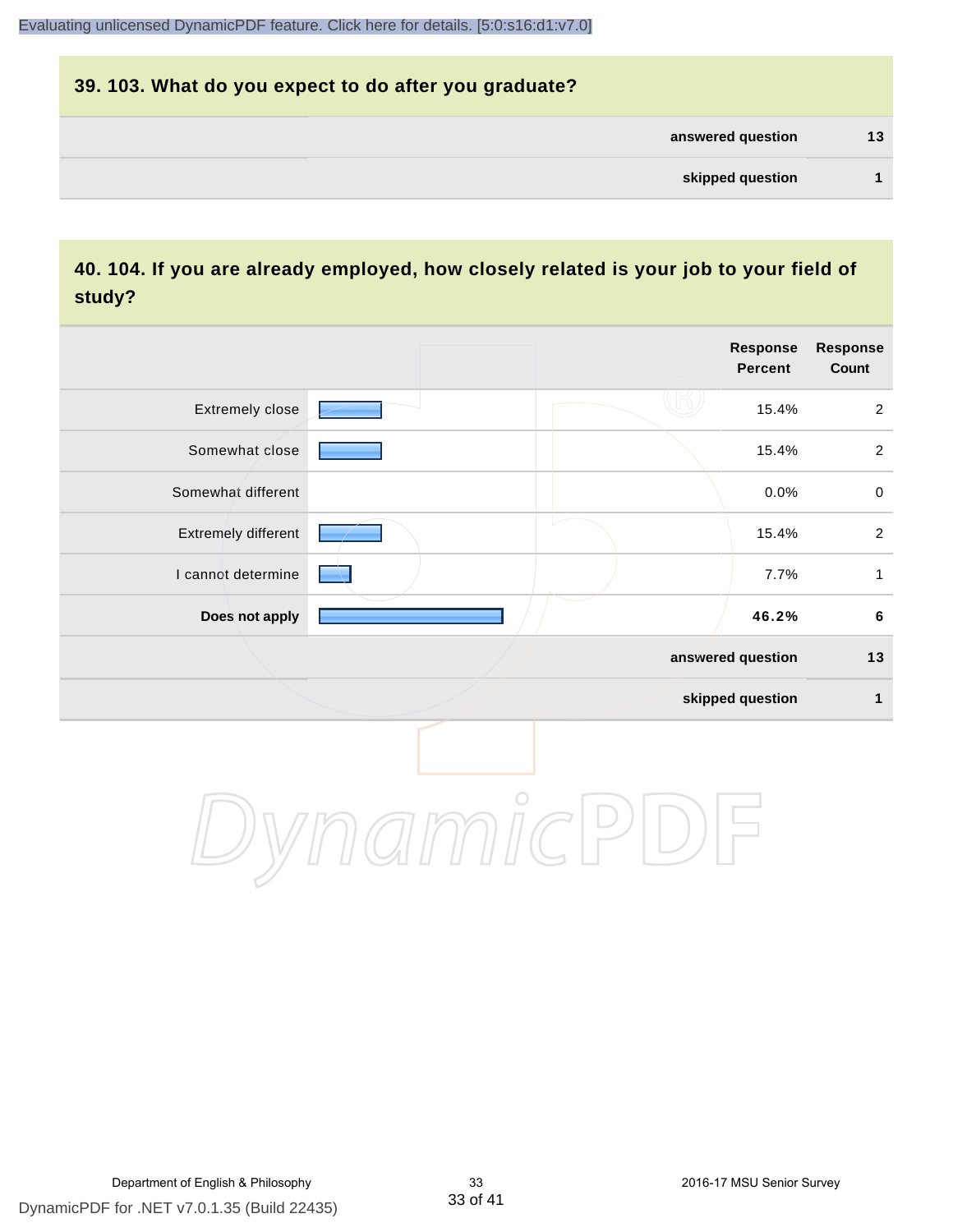## 39. 103. What do you expect to do after you graduate?

| | |
|---|---|
| answered question | 13 |
| skipped question | 1 |

## 40. 104. If you are already employed, how closely related is your job to your field of study?

| | Response Percent | Response Count |
|---|---|---|
| Extremely close | 15.4% | 2 |
| Somewhat close | 15.4% | 2 |
| Somewhat different | 0.0% | 0 |
| Extremely different | 15.4% | 2 |
| I cannot determine | 7.7% | 1 |
| **Does not apply** | **46.2%** | **6** |
| answered question | | 13 |
| skipped question | | 1 |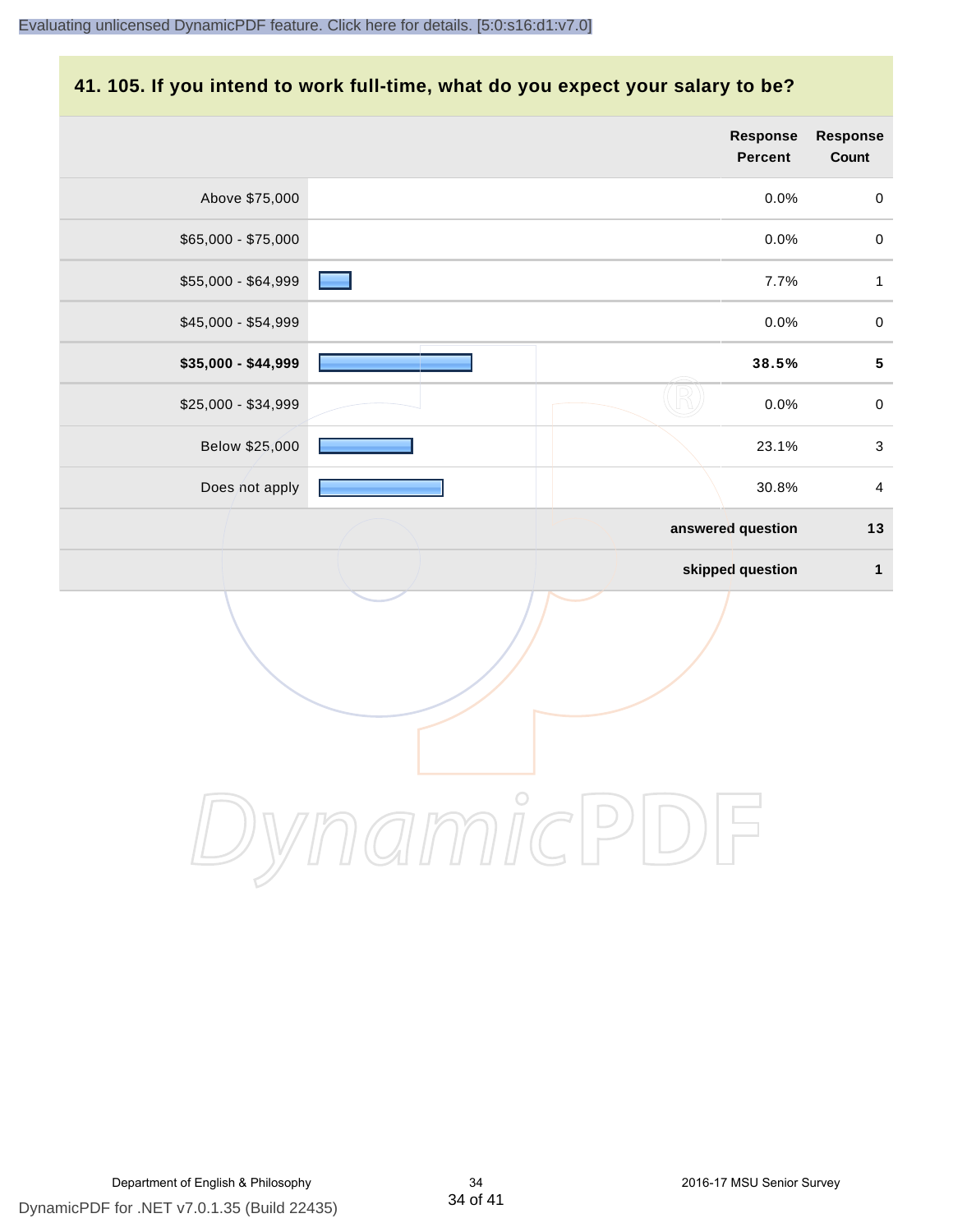## 41. 105. If you intend to work full-time, what do you expect your salary to be?

| | Response Percent | Response Count |
|---|---|---|
| Above $75,000 | 0.0% | 0 |
| $65,000 - $75,000 | 0.0% | 0 |
| $55,000 - $64,999 | 7.7% | 1 |
| $45,000 - $54,999 | 0.0% | 0 |
| **$35,000 - $44,999** | **38.5%** | **5** |
| $25,000 - $34,999 | 0.0% | 0 |
| Below $25,000 | 23.1% | 3 |
| Does not apply | 30.8% | 4 |
| | **answered question** | **13** |
| | **skipped question** | **1** |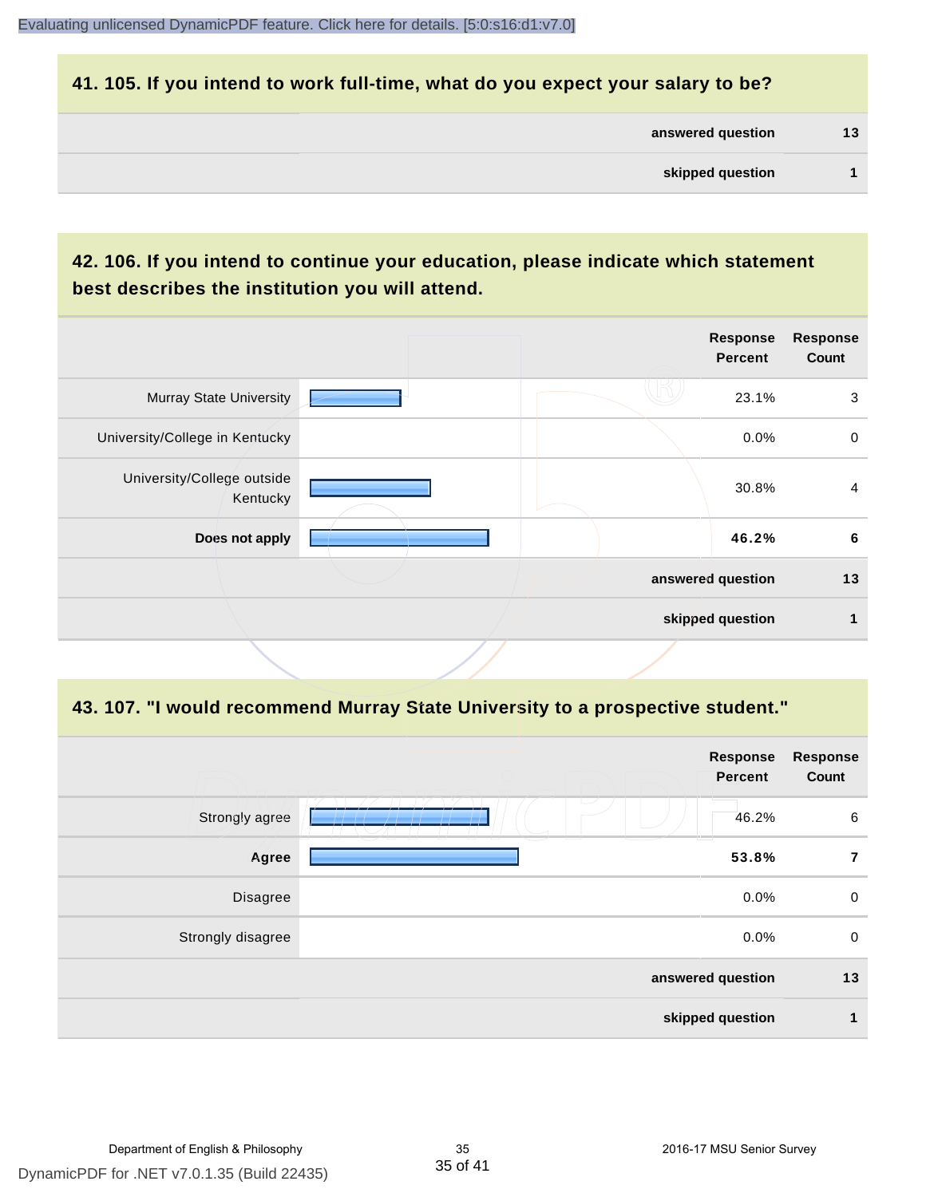## 41. 105. If you intend to work full-time, what do you expect your salary to be?

| | |
|---|---|
| answered question | 13 |
| skipped question | 1 |

## 42. 106. If you intend to continue your education, please indicate which statement best describes the institution you will attend.

| | Response Percent | Response Count |
|---|---|---|
| Murray State University | 23.1% | 3 |
| University/College in Kentucky | 0.0% | 0 |
| University/College outside Kentucky | 30.8% | 4 |
| **Does not apply** | **46.2%** | **6** |
| answered question | | 13 |
| skipped question | | 1 |

## 43. 107. "I would recommend Murray State University to a prospective student."

| | Response Percent | Response Count |
|---|---|---|
| Strongly agree | 46.2% | 6 |
| **Agree** | **53.8%** | **7** |
| Disagree | 0.0% | 0 |
| Strongly disagree | 0.0% | 0 |
| answered question | | 13 |
| skipped question | | 1 |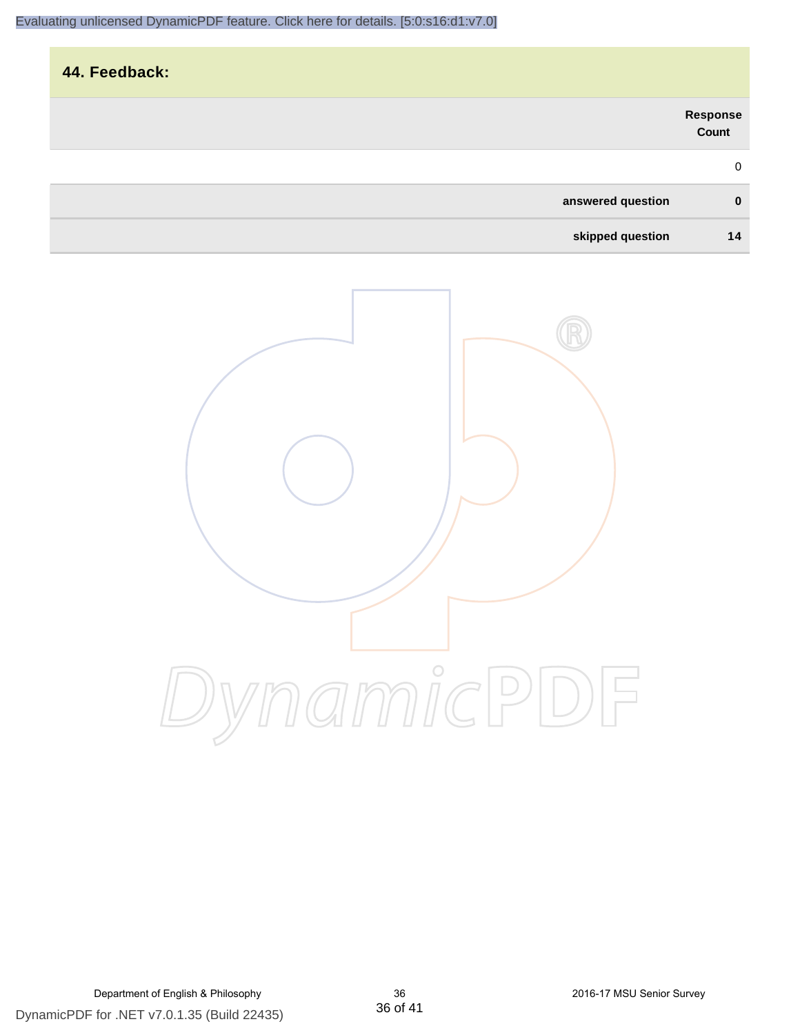Evaluating unlicensed DynamicPDF feature. Click here for details. [5:0:s16:d1:v7.0]

## 44. Feedback:

| | | Response Count |
|---|---|---|
| | | 0 |
| | **answered question** | **0** |
| | **skipped question** | **14** |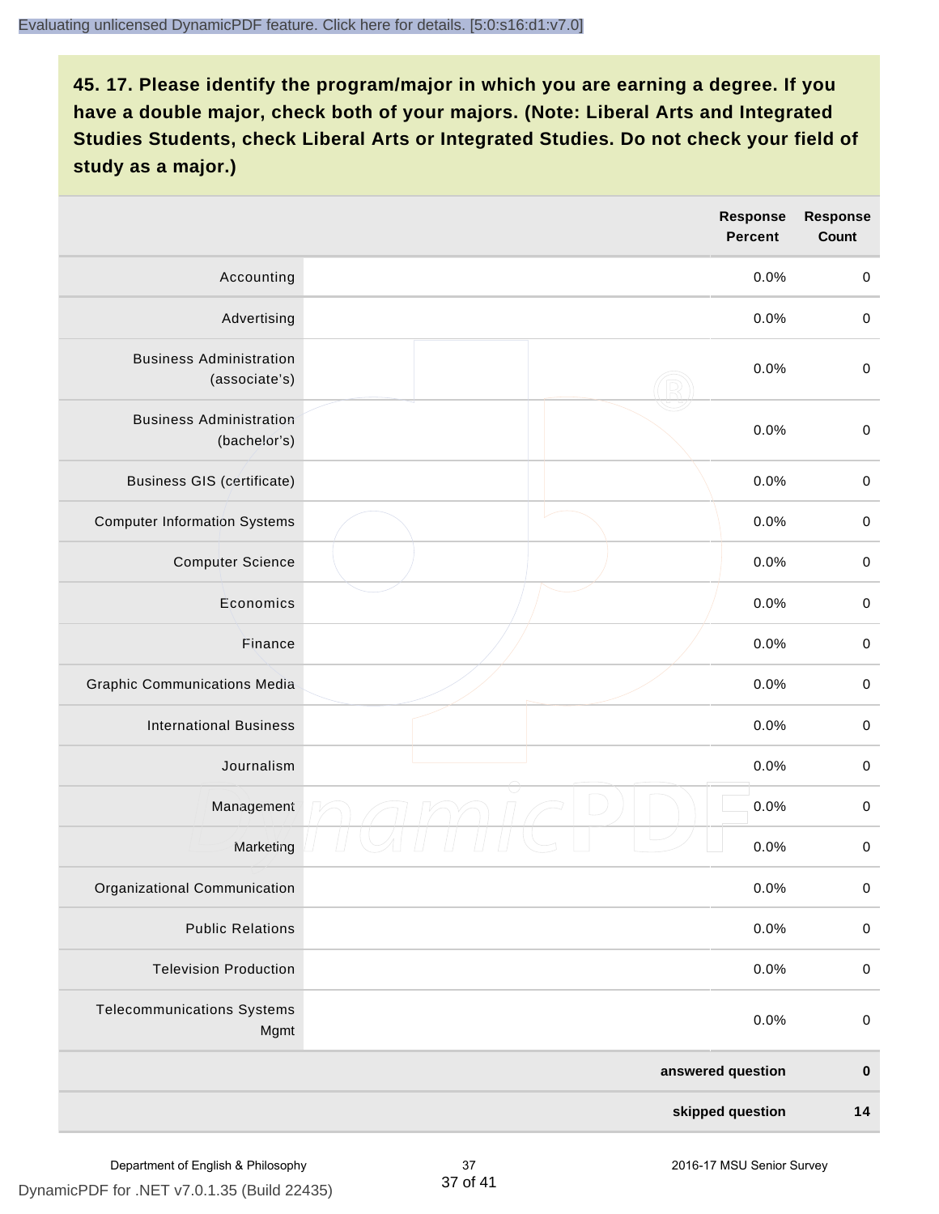Evaluating unlicensed DynamicPDF feature. Click here for details. [5:0:s16:d1:v7.0]

## 45. 17. Please identify the program/major in which you are earning a degree. If you have a double major, check both of your majors. (Note: Liberal Arts and Integrated Studies Students, check Liberal Arts or Integrated Studies. Do not check your field of study as a major.)

| | | Response Percent | Response Count |
|---|---|---|---|
| Accounting | | 0.0% | 0 |
| Advertising | | 0.0% | 0 |
| Business Administration (associate's) | | 0.0% | 0 |
| Business Administration (bachelor's) | | 0.0% | 0 |
| Business GIS (certificate) | | 0.0% | 0 |
| Computer Information Systems | | 0.0% | 0 |
| Computer Science | | 0.0% | 0 |
| Economics | | 0.0% | 0 |
| Finance | | 0.0% | 0 |
| Graphic Communications Media | | 0.0% | 0 |
| International Business | | 0.0% | 0 |
| Journalism | | 0.0% | 0 |
| Management | | 0.0% | 0 |
| Marketing | | 0.0% | 0 |
| Organizational Communication | | 0.0% | 0 |
| Public Relations | | 0.0% | 0 |
| Television Production | | 0.0% | 0 |
| Telecommunications Systems Mgmt | | 0.0% | 0 |
| | | **answered question** | **0** |
| | | **skipped question** | **14** |

Department of English & Philosophy

2016-17 MSU Senior Survey

DynamicPDF for .NET v7.0.1.35 (Build 22435)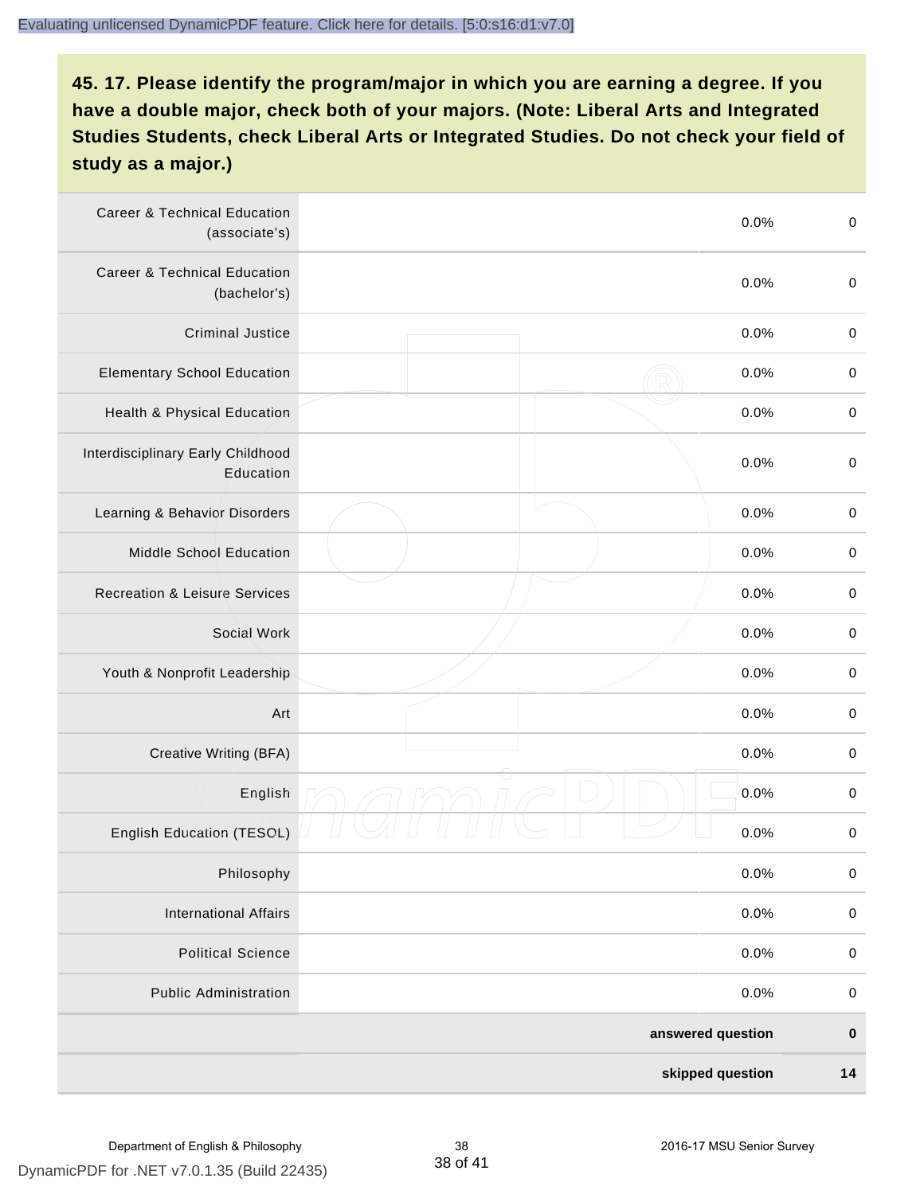Evaluating unlicensed DynamicPDF feature. Click here for details. [5:0:s16:d1:v7.0]

## 45. 17. Please identify the program/major in which you are earning a degree. If you have a double major, check both of your majors. (Note: Liberal Arts and Integrated Studies Students, check Liberal Arts or Integrated Studies. Do not check your field of study as a major.)

| | | | |
|---|---|---|---|
| Career & Technical Education (associate's) | | 0.0% | 0 |
| Career & Technical Education (bachelor's) | | 0.0% | 0 |
| Criminal Justice | | 0.0% | 0 |
| Elementary School Education | | 0.0% | 0 |
| Health & Physical Education | | 0.0% | 0 |
| Interdisciplinary Early Childhood Education | | 0.0% | 0 |
| Learning & Behavior Disorders | | 0.0% | 0 |
| Middle School Education | | 0.0% | 0 |
| Recreation & Leisure Services | | 0.0% | 0 |
| Social Work | | 0.0% | 0 |
| Youth & Nonprofit Leadership | | 0.0% | 0 |
| Art | | 0.0% | 0 |
| Creative Writing (BFA) | | 0.0% | 0 |
| English | | 0.0% | 0 |
| English Education (TESOL) | | 0.0% | 0 |
| Philosophy | | 0.0% | 0 |
| International Affairs | | 0.0% | 0 |
| Political Science | | 0.0% | 0 |
| Public Administration | | 0.0% | 0 |
| | | **answered question** | **0** |
| | | **skipped question** | **14** |

DynamicPDF for .NET v7.0.1.35 (Build 22435)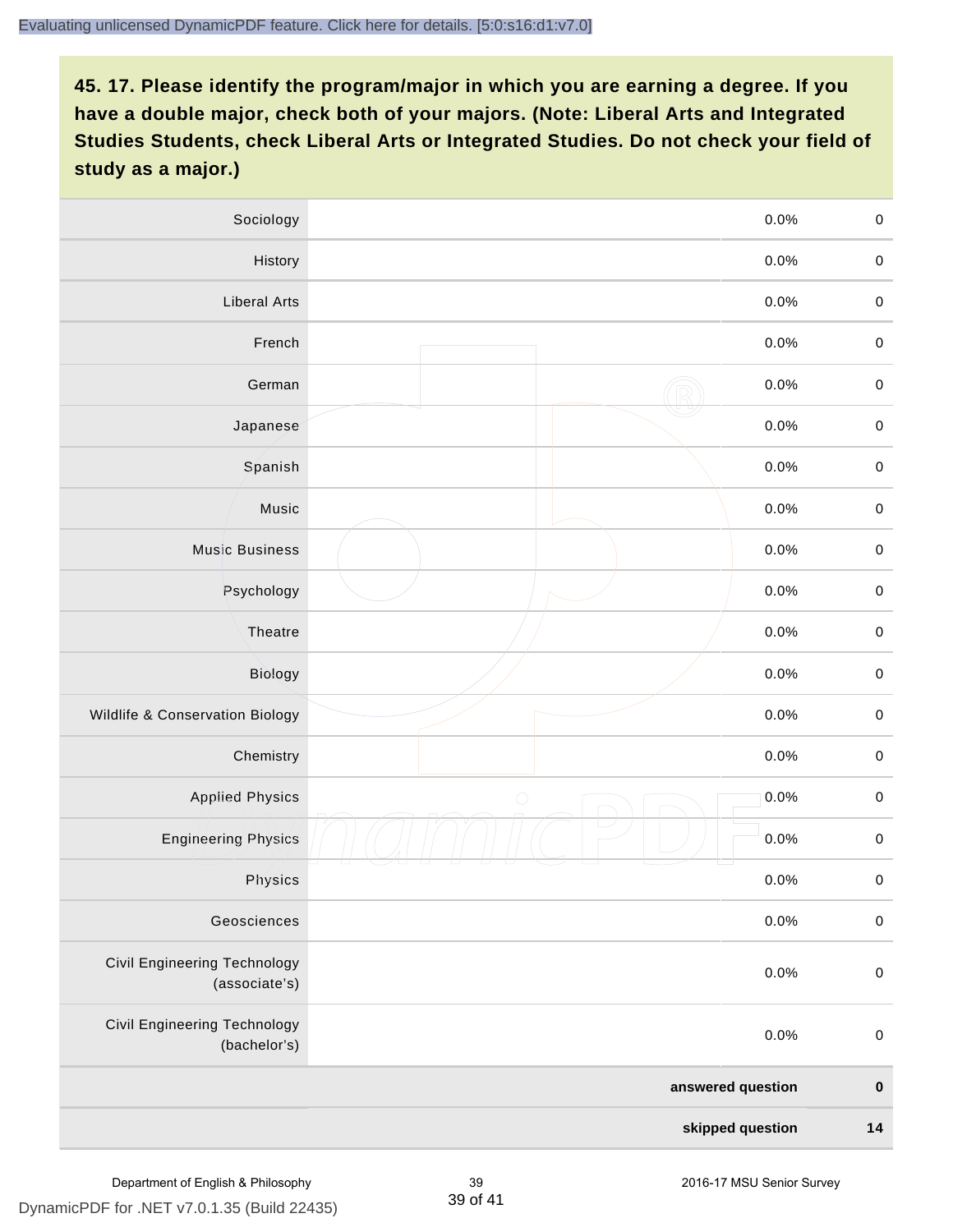**45. 17. Please identify the program/major in which you are earning a degree. If you have a double major, check both of your majors. (Note: Liberal Arts and Integrated Studies Students, check Liberal Arts or Integrated Studies. Do not check your field of study as a major.)**

| | | |
|---|---|---|
| Sociology | 0.0% | 0 |
| History | 0.0% | 0 |
| Liberal Arts | 0.0% | 0 |
| French | 0.0% | 0 |
| German | 0.0% | 0 |
| Japanese | 0.0% | 0 |
| Spanish | 0.0% | 0 |
| Music | 0.0% | 0 |
| Music Business | 0.0% | 0 |
| Psychology | 0.0% | 0 |
| Theatre | 0.0% | 0 |
| Biology | 0.0% | 0 |
| Wildlife & Conservation Biology | 0.0% | 0 |
| Chemistry | 0.0% | 0 |
| Applied Physics | 0.0% | 0 |
| Engineering Physics | 0.0% | 0 |
| Physics | 0.0% | 0 |
| Geosciences | 0.0% | 0 |
| Civil Engineering Technology (associate's) | 0.0% | 0 |
| Civil Engineering Technology (bachelor's) | 0.0% | 0 |
| | **answered question** | **0** |
| | **skipped question** | **14** |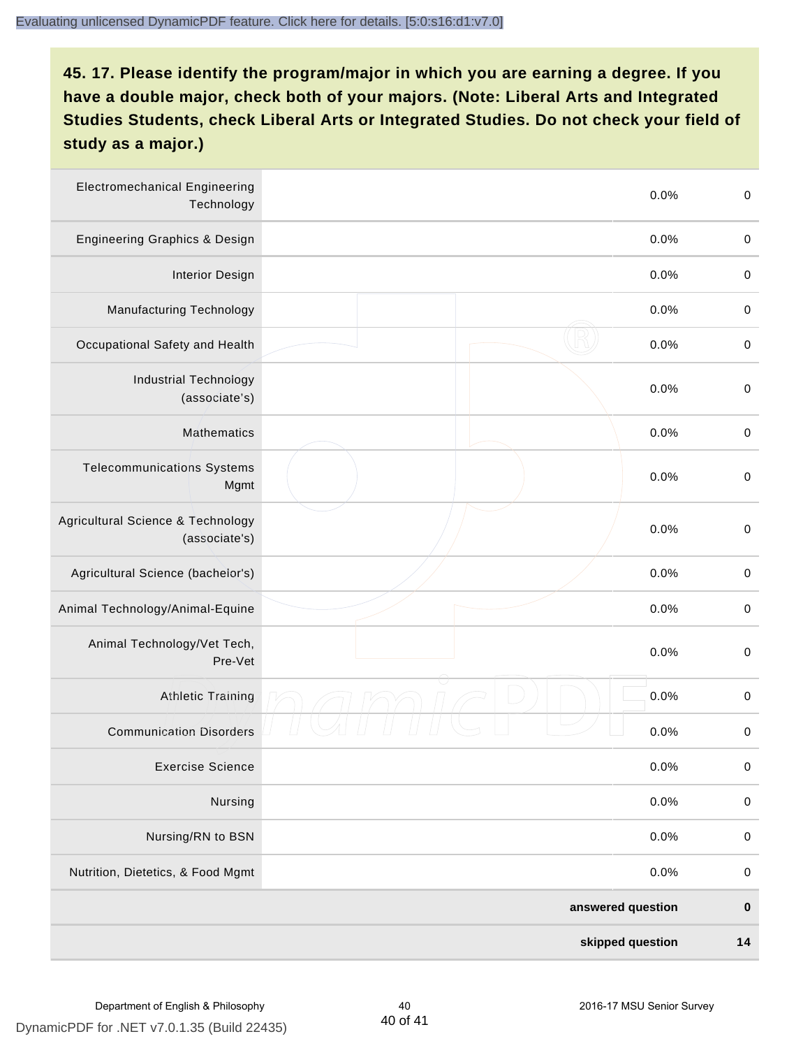## 45. 17. Please identify the program/major in which you are earning a degree. If you have a double major, check both of your majors. (Note: Liberal Arts and Integrated Studies Students, check Liberal Arts or Integrated Studies. Do not check your field of study as a major.)

| | | |
|---|---|---|
| Electromechanical Engineering Technology | 0.0% | 0 |
| Engineering Graphics & Design | 0.0% | 0 |
| Interior Design | 0.0% | 0 |
| Manufacturing Technology | 0.0% | 0 |
| Occupational Safety and Health | 0.0% | 0 |
| Industrial Technology (associate's) | 0.0% | 0 |
| Mathematics | 0.0% | 0 |
| Telecommunications Systems Mgmt | 0.0% | 0 |
| Agricultural Science & Technology (associate's) | 0.0% | 0 |
| Agricultural Science (bachelor's) | 0.0% | 0 |
| Animal Technology/Animal-Equine | 0.0% | 0 |
| Animal Technology/Vet Tech, Pre-Vet | 0.0% | 0 |
| Athletic Training | 0.0% | 0 |
| Communication Disorders | 0.0% | 0 |
| Exercise Science | 0.0% | 0 |
| Nursing | 0.0% | 0 |
| Nursing/RN to BSN | 0.0% | 0 |
| Nutrition, Dietetics, & Food Mgmt | 0.0% | 0 |
| | **answered question** | **0** |
| | **skipped question** | **14** |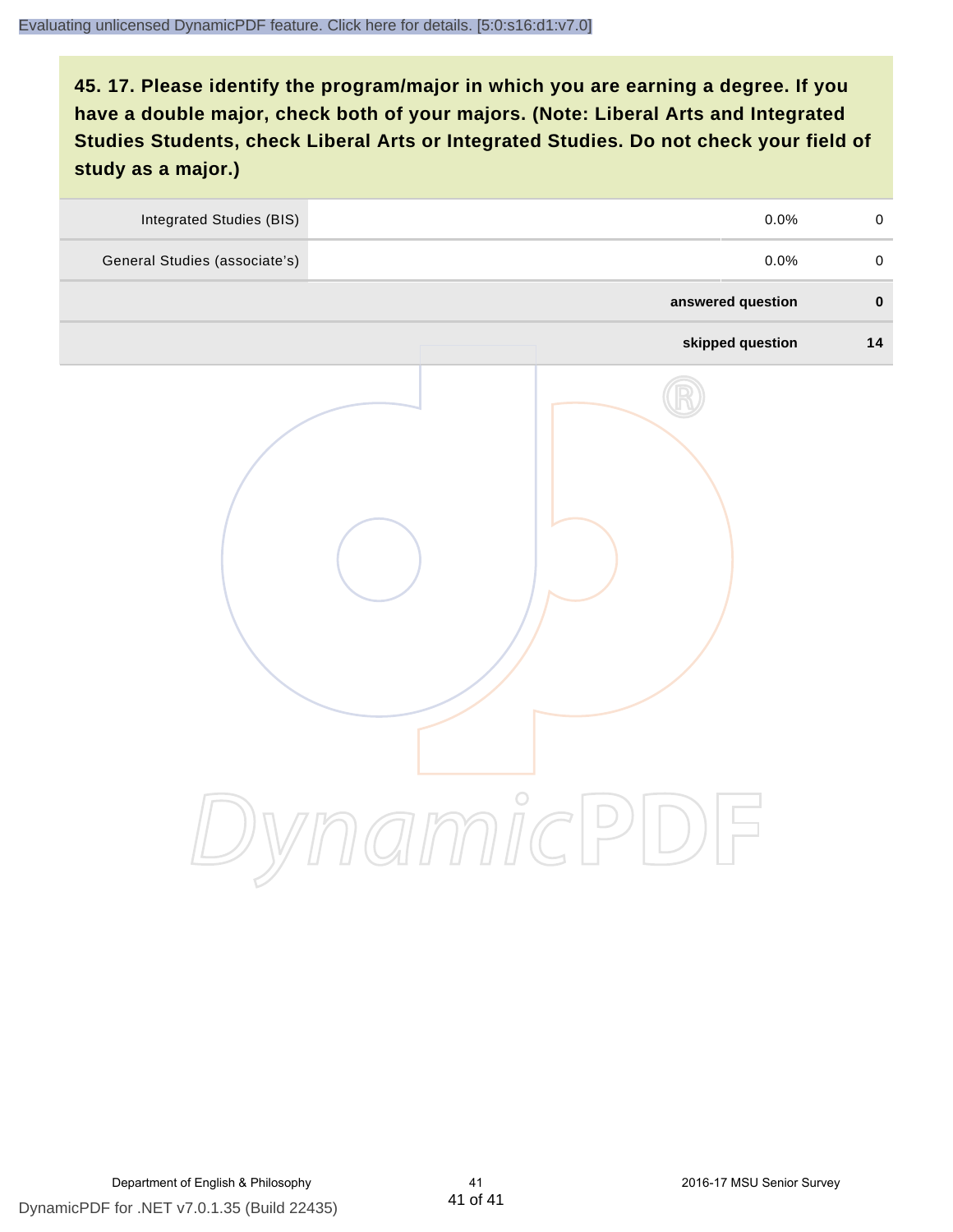**45. 17. Please identify the program/major in which you are earning a degree. If you have a double major, check both of your majors. (Note: Liberal Arts and Integrated Studies Students, check Liberal Arts or Integrated Studies. Do not check your field of study as a major.)**

| | | | |
|---|---|---|---|
| Integrated Studies (BIS) | | 0.0% | 0 |
| General Studies (associate's) | | 0.0% | 0 |
| | | **answered question** | **0** |
| | | **skipped question** | **14** |